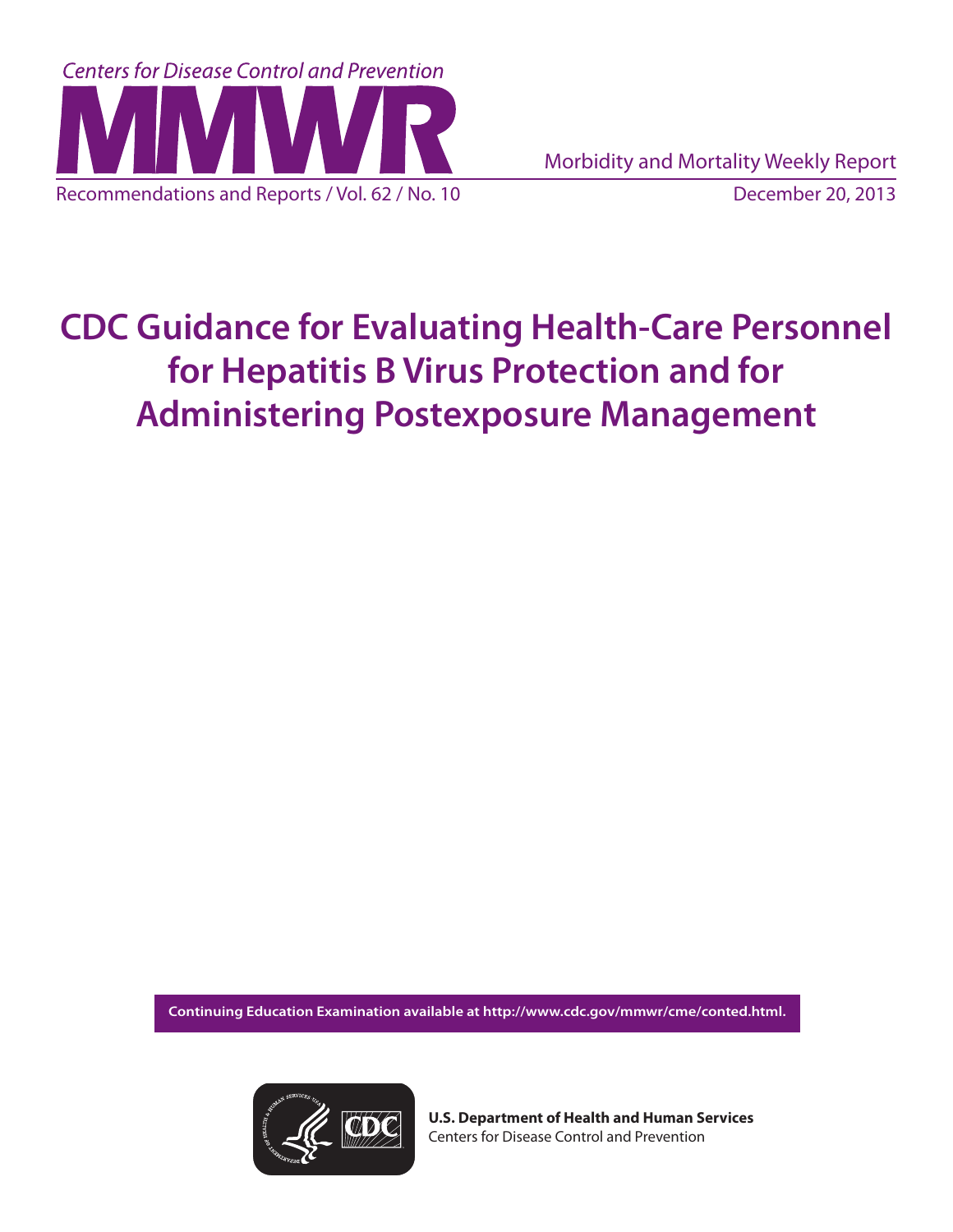Centers for Disease Control and Prevention

# MMWR

Morbidity and Mortality Weekly Report

Recommendations and Reports / Vol. 62 / No. 10

December 20, 2013

# CDC Guidance for Evaluating Health-Care Personnel for Hepatitis B Virus Protection and for Administering Postexposure Management

**Continuing Education Examination available at http://www.cdc.gov/mmwr/cme/conted.html.**

**U.S. Department of Health and Human Services**
Centers for Disease Control and Prevention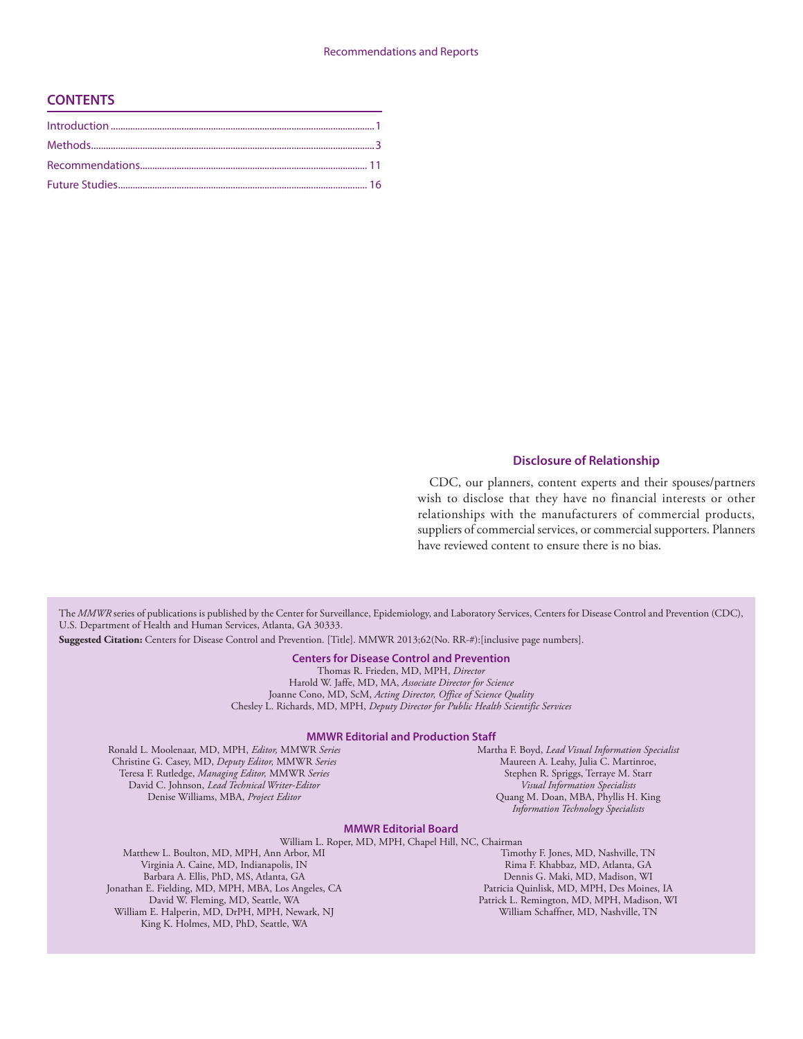## CONTENTS

Introduction ............................................................................................................ 1
Methods.................................................................................................................. 3
Recommendations............................................................................................. 11
Future Studies...................................................................................................... 16

### Disclosure of Relationship

CDC, our planners, content experts and their spouses/partners wish to disclose that they have no financial interests or other relationships with the manufacturers of commercial products, suppliers of commercial services, or commercial supporters. Planners have reviewed content to ensure there is no bias.

The *MMWR* series of publications is published by the Center for Surveillance, Epidemiology, and Laboratory Services, Centers for Disease Control and Prevention (CDC), U.S. Department of Health and Human Services, Atlanta, GA 30333.

**Suggested Citation:** Centers for Disease Control and Prevention. [Title]. MMWR 2013;62(No. RR-#):[inclusive page numbers].

### Centers for Disease Control and Prevention

Thomas R. Frieden, MD, MPH, *Director*
Harold W. Jaffe, MD, MA, *Associate Director for Science*
Joanne Cono, MD, ScM, *Acting Director, Office of Science Quality*
Chesley L. Richards, MD, MPH, *Deputy Director for Public Health Scientific Services*

### MMWR Editorial and Production Staff

Ronald L. Moolenaar, MD, MPH, *Editor,* MMWR *Series*
Christine G. Casey, MD, *Deputy Editor,* MMWR *Series*
Teresa F. Rutledge, *Managing Editor,* MMWR *Series*
David C. Johnson, *Lead Technical Writer-Editor*
Denise Williams, MBA, *Project Editor*
Martha F. Boyd, *Lead Visual Information Specialist*
Maureen A. Leahy, Julia C. Martinroe,
Stephen R. Spriggs, Terraye M. Starr
*Visual Information Specialists*
Quang M. Doan, MBA, Phyllis H. King
*Information Technology Specialists*

### MMWR Editorial Board

William L. Roper, MD, MPH, Chapel Hill, NC, Chairman
Matthew L. Boulton, MD, MPH, Ann Arbor, MI
Virginia A. Caine, MD, Indianapolis, IN
Barbara A. Ellis, PhD, MS, Atlanta, GA
Jonathan E. Fielding, MD, MPH, MBA, Los Angeles, CA
David W. Fleming, MD, Seattle, WA
William E. Halperin, MD, DrPH, MPH, Newark, NJ
King K. Holmes, MD, PhD, Seattle, WA
Timothy F. Jones, MD, Nashville, TN
Rima F. Khabbaz, MD, Atlanta, GA
Dennis G. Maki, MD, Madison, WI
Patricia Quinlisk, MD, MPH, Des Moines, IA
Patrick L. Remington, MD, MPH, Madison, WI
William Schaffner, MD, Nashville, TN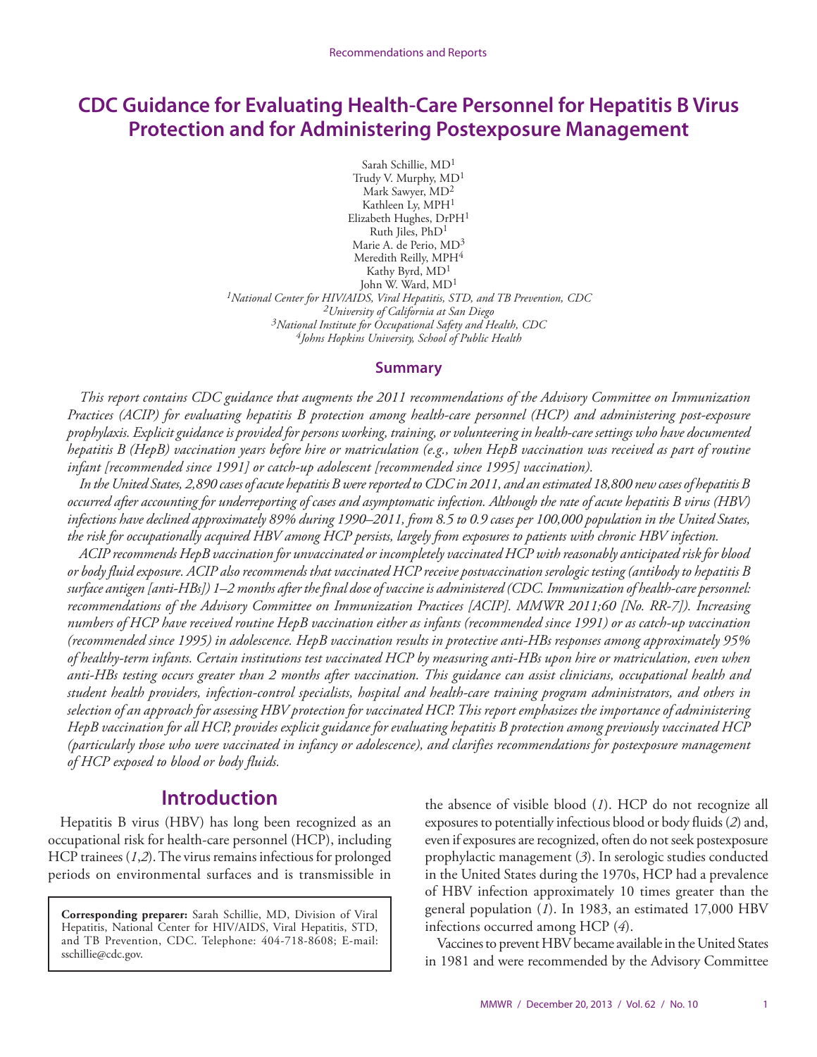# CDC Guidance for Evaluating Health-Care Personnel for Hepatitis B Virus Protection and for Administering Postexposure Management

Sarah Schillie, MD[1]
Trudy V. Murphy, MD[1]
Mark Sawyer, MD[2]
Kathleen Ly, MPH[1]
Elizabeth Hughes, DrPH[1]
Ruth Jiles, PhD[1]
Marie A. de Perio, MD[3]
Meredith Reilly, MPH[4]
Kathy Byrd, MD[1]
John W. Ward, MD[1]

*[1]National Center for HIV/AIDS, Viral Hepatitis, STD, and TB Prevention, CDC*
*[2]University of California at San Diego*
*[3]National Institute for Occupational Safety and Health, CDC*
*[4]Johns Hopkins University, School of Public Health*

## Summary

*This report contains CDC guidance that augments the 2011 recommendations of the Advisory Committee on Immunization Practices (ACIP) for evaluating hepatitis B protection among health-care personnel (HCP) and administering post-exposure prophylaxis. Explicit guidance is provided for persons working, training, or volunteering in health-care settings who have documented hepatitis B (HepB) vaccination years before hire or matriculation (e.g., when HepB vaccination was received as part of routine infant [recommended since 1991] or catch-up adolescent [recommended since 1995] vaccination).*

*In the United States, 2,890 cases of acute hepatitis B were reported to CDC in 2011, and an estimated 18,800 new cases of hepatitis B occurred after accounting for underreporting of cases and asymptomatic infection. Although the rate of acute hepatitis B virus (HBV) infections have declined approximately 89% during 1990–2011, from 8.5 to 0.9 cases per 100,000 population in the United States, the risk for occupationally acquired HBV among HCP persists, largely from exposures to patients with chronic HBV infection.*

*ACIP recommends HepB vaccination for unvaccinated or incompletely vaccinated HCP with reasonably anticipated risk for blood or body fluid exposure. ACIP also recommends that vaccinated HCP receive postvaccination serologic testing (antibody to hepatitis B surface antigen [anti-HBs]) 1–2 months after the final dose of vaccine is administered (CDC. Immunization of health-care personnel: recommendations of the Advisory Committee on Immunization Practices [ACIP]. MMWR 2011;60 [No. RR-7]). Increasing numbers of HCP have received routine HepB vaccination either as infants (recommended since 1991) or as catch-up vaccination (recommended since 1995) in adolescence. HepB vaccination results in protective anti-HBs responses among approximately 95% of healthy-term infants. Certain institutions test vaccinated HCP by measuring anti-HBs upon hire or matriculation, even when anti-HBs testing occurs greater than 2 months after vaccination. This guidance can assist clinicians, occupational health and student health providers, infection-control specialists, hospital and health-care training program administrators, and others in selection of an approach for assessing HBV protection for vaccinated HCP. This report emphasizes the importance of administering HepB vaccination for all HCP, provides explicit guidance for evaluating hepatitis B protection among previously vaccinated HCP (particularly those who were vaccinated in infancy or adolescence), and clarifies recommendations for postexposure management of HCP exposed to blood or body fluids.*

## Introduction

Hepatitis B virus (HBV) has long been recognized as an occupational risk for health-care personnel (HCP), including HCP trainees (*1*,*2*). The virus remains infectious for prolonged periods on environmental surfaces and is transmissible in the absence of visible blood (*1*). HCP do not recognize all exposures to potentially infectious blood or body fluids (*2*) and, even if exposures are recognized, often do not seek postexposure prophylactic management (*3*). In serologic studies conducted in the United States during the 1970s, HCP had a prevalence of HBV infection approximately 10 times greater than the general population (*1*). In 1983, an estimated 17,000 HBV infections occurred among HCP (*4*).

Vaccines to prevent HBV became available in the United States in 1981 and were recommended by the Advisory Committee

**Corresponding preparer:** Sarah Schillie, MD, Division of Viral Hepatitis, National Center for HIV/AIDS, Viral Hepatitis, STD, and TB Prevention, CDC. Telephone: 404-718-8608; E-mail: sschillie@cdc.gov.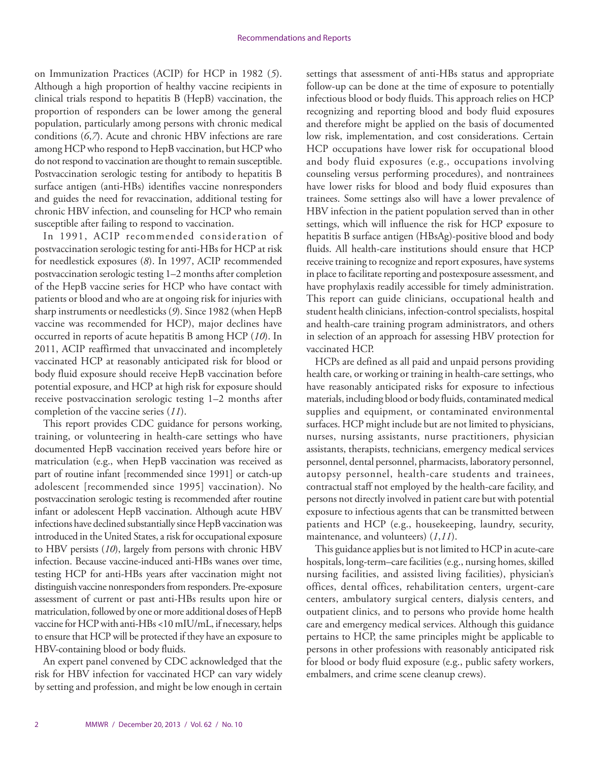on Immunization Practices (ACIP) for HCP in 1982 (*5*). Although a high proportion of healthy vaccine recipients in clinical trials respond to hepatitis B (HepB) vaccination, the proportion of responders can be lower among the general population, particularly among persons with chronic medical conditions (*6*,*7*). Acute and chronic HBV infections are rare among HCP who respond to HepB vaccination, but HCP who do not respond to vaccination are thought to remain susceptible. Postvaccination serologic testing for antibody to hepatitis B surface antigen (anti-HBs) identifies vaccine nonresponders and guides the need for revaccination, additional testing for chronic HBV infection, and counseling for HCP who remain susceptible after failing to respond to vaccination.

In 1991, ACIP recommended consideration of postvaccination serologic testing for anti-HBs for HCP at risk for needlestick exposures (*8*). In 1997, ACIP recommended postvaccination serologic testing 1–2 months after completion of the HepB vaccine series for HCP who have contact with patients or blood and who are at ongoing risk for injuries with sharp instruments or needlesticks (*9*). Since 1982 (when HepB vaccine was recommended for HCP), major declines have occurred in reports of acute hepatitis B among HCP (*10*). In 2011, ACIP reaffirmed that unvaccinated and incompletely vaccinated HCP at reasonably anticipated risk for blood or body fluid exposure should receive HepB vaccination before potential exposure, and HCP at high risk for exposure should receive postvaccination serologic testing 1–2 months after completion of the vaccine series (*11*).

This report provides CDC guidance for persons working, training, or volunteering in health-care settings who have documented HepB vaccination received years before hire or matriculation (e.g., when HepB vaccination was received as part of routine infant [recommended since 1991] or catch-up adolescent [recommended since 1995] vaccination). No postvaccination serologic testing is recommended after routine infant or adolescent HepB vaccination. Although acute HBV infections have declined substantially since HepB vaccination was introduced in the United States, a risk for occupational exposure to HBV persists (*10*), largely from persons with chronic HBV infection. Because vaccine-induced anti-HBs wanes over time, testing HCP for anti-HBs years after vaccination might not distinguish vaccine nonresponders from responders. Pre-exposure assessment of current or past anti-HBs results upon hire or matriculation, followed by one or more additional doses of HepB vaccine for HCP with anti-HBs <10 mIU/mL, if necessary, helps to ensure that HCP will be protected if they have an exposure to HBV-containing blood or body fluids.

An expert panel convened by CDC acknowledged that the risk for HBV infection for vaccinated HCP can vary widely by setting and profession, and might be low enough in certain settings that assessment of anti-HBs status and appropriate follow-up can be done at the time of exposure to potentially infectious blood or body fluids. This approach relies on HCP recognizing and reporting blood and body fluid exposures and therefore might be applied on the basis of documented low risk, implementation, and cost considerations. Certain HCP occupations have lower risk for occupational blood and body fluid exposures (e.g., occupations involving counseling versus performing procedures), and nontrainees have lower risks for blood and body fluid exposures than trainees. Some settings also will have a lower prevalence of HBV infection in the patient population served than in other settings, which will influence the risk for HCP exposure to hepatitis B surface antigen (HBsAg)-positive blood and body fluids. All health-care institutions should ensure that HCP receive training to recognize and report exposures, have systems in place to facilitate reporting and postexposure assessment, and have prophylaxis readily accessible for timely administration. This report can guide clinicians, occupational health and student health clinicians, infection-control specialists, hospital and health-care training program administrators, and others in selection of an approach for assessing HBV protection for vaccinated HCP.

HCPs are defined as all paid and unpaid persons providing health care, or working or training in health-care settings, who have reasonably anticipated risks for exposure to infectious materials, including blood or body fluids, contaminated medical supplies and equipment, or contaminated environmental surfaces. HCP might include but are not limited to physicians, nurses, nursing assistants, nurse practitioners, physician assistants, therapists, technicians, emergency medical services personnel, dental personnel, pharmacists, laboratory personnel, autopsy personnel, health-care students and trainees, contractual staff not employed by the health-care facility, and persons not directly involved in patient care but with potential exposure to infectious agents that can be transmitted between patients and HCP (e.g., housekeeping, laundry, security, maintenance, and volunteers) (*1*,*11*).

This guidance applies but is not limited to HCP in acute-care hospitals, long-term–care facilities (e.g., nursing homes, skilled nursing facilities, and assisted living facilities), physician's offices, dental offices, rehabilitation centers, urgent-care centers, ambulatory surgical centers, dialysis centers, and outpatient clinics, and to persons who provide home health care and emergency medical services. Although this guidance pertains to HCP, the same principles might be applicable to persons in other professions with reasonably anticipated risk for blood or body fluid exposure (e.g., public safety workers, embalmers, and crime scene cleanup crews).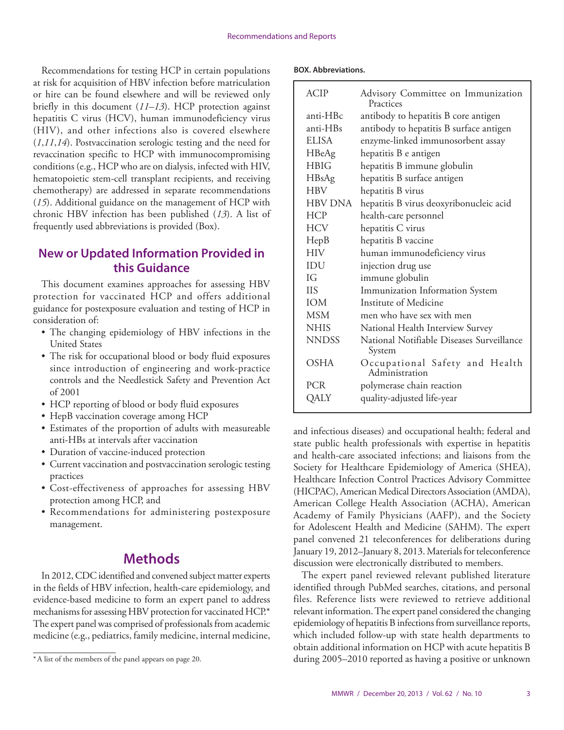Recommendations for testing HCP in certain populations at risk for acquisition of HBV infection before matriculation or hire can be found elsewhere and will be reviewed only briefly in this document (*11–13*). HCP protection against hepatitis C virus (HCV), human immunodeficiency virus (HIV), and other infections also is covered elsewhere (*1*,*11*,*14*). Postvaccination serologic testing and the need for revaccination specific to HCP with immunocompromising conditions (e.g., HCP who are on dialysis, infected with HIV, hematopoietic stem-cell transplant recipients, and receiving chemotherapy) are addressed in separate recommendations (*15*). Additional guidance on the management of HCP with chronic HBV infection has been published (*13*). A list of frequently used abbreviations is provided (Box).

## New or Updated Information Provided in this Guidance

This document examines approaches for assessing HBV protection for vaccinated HCP and offers additional guidance for postexposure evaluation and testing of HCP in consideration of:

- The changing epidemiology of HBV infections in the United States
- The risk for occupational blood or body fluid exposures since introduction of engineering and work-practice controls and the Needlestick Safety and Prevention Act of 2001
- HCP reporting of blood or body fluid exposures
- HepB vaccination coverage among HCP
- Estimates of the proportion of adults with measureable anti-HBs at intervals after vaccination
- Duration of vaccine-induced protection
- Current vaccination and postvaccination serologic testing practices
- Cost-effectiveness of approaches for assessing HBV protection among HCP, and
- Recommendations for administering postexposure management.

## Methods

In 2012, CDC identified and convened subject matter experts in the fields of HBV infection, health-care epidemiology, and evidence-based medicine to form an expert panel to address mechanisms for assessing HBV protection for vaccinated HCP.* The expert panel was comprised of professionals from academic medicine (e.g., pediatrics, family medicine, internal medicine, and infectious diseases) and occupational health; federal and state public health professionals with expertise in hepatitis and health-care associated infections; and liaisons from the Society for Healthcare Epidemiology of America (SHEA), Healthcare Infection Control Practices Advisory Committee (HICPAC), American Medical Directors Association (AMDA), American College Health Association (ACHA), American Academy of Family Physicians (AAFP), and the Society for Adolescent Health and Medicine (SAHM). The expert panel convened 21 teleconferences for deliberations during January 19, 2012–January 8, 2013. Materials for teleconference discussion were electronically distributed to members.

The expert panel reviewed relevant published literature identified through PubMed searches, citations, and personal files. Reference lists were reviewed to retrieve additional relevant information. The expert panel considered the changing epidemiology of hepatitis B infections from surveillance reports, which included follow-up with state health departments to obtain additional information on HCP with acute hepatitis B during 2005–2010 reported as having a positive or unknown

\* A list of the members of the panel appears on page 20.

**BOX. Abbreviations.**

| | |
|---|---|
| ACIP | Advisory Committee on Immunization Practices |
| anti-HBc | antibody to hepatitis B core antigen |
| anti-HBs | antibody to hepatitis B surface antigen |
| ELISA | enzyme-linked immunosorbent assay |
| HBeAg | hepatitis B e antigen |
| HBIG | hepatitis B immune globulin |
| HBsAg | hepatitis B surface antigen |
| HBV | hepatitis B virus |
| HBV DNA | hepatitis B virus deoxyribonucleic acid |
| HCP | health-care personnel |
| HCV | hepatitis C virus |
| HepB | hepatitis B vaccine |
| HIV | human immunodeficiency virus |
| IDU | injection drug use |
| IG | immune globulin |
| IIS | Immunization Information System |
| IOM | Institute of Medicine |
| MSM | men who have sex with men |
| NHIS | National Health Interview Survey |
| NNDSS | National Notifiable Diseases Surveillance System |
| OSHA | Occupational Safety and Health Administration |
| PCR | polymerase chain reaction |
| QALY | quality-adjusted life-year |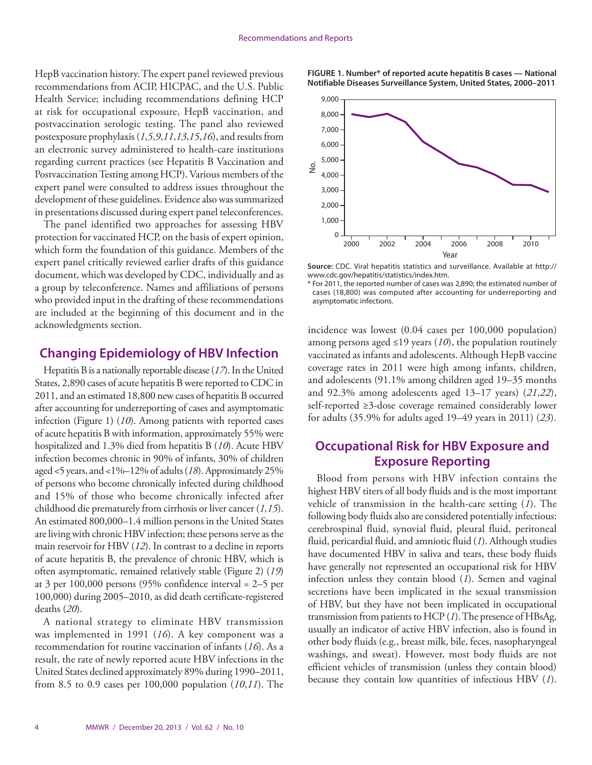HepB vaccination history. The expert panel reviewed previous recommendations from ACIP, HICPAC, and the U.S. Public Health Service; including recommendations defining HCP at risk for occupational exposure, HepB vaccination, and postvaccination serologic testing. The panel also reviewed postexposure prophylaxis (*1*,*5*,*9*,*11*,*13*,*15*,*16*), and results from an electronic survey administered to health-care institutions regarding current practices (see Hepatitis B Vaccination and Postvaccination Testing among HCP). Various members of the expert panel were consulted to address issues throughout the development of these guidelines. Evidence also was summarized in presentations discussed during expert panel teleconferences.

The panel identified two approaches for assessing HBV protection for vaccinated HCP, on the basis of expert opinion, which form the foundation of this guidance. Members of the expert panel critically reviewed earlier drafts of this guidance document, which was developed by CDC, individually and as a group by teleconference. Names and affiliations of persons who provided input in the drafting of these recommendations are included at the beginning of this document and in the acknowledgments section.

## Changing Epidemiology of HBV Infection

Hepatitis B is a nationally reportable disease (*17*). In the United States, 2,890 cases of acute hepatitis B were reported to CDC in 2011, and an estimated 18,800 new cases of hepatitis B occurred after accounting for underreporting of cases and asymptomatic infection (Figure 1) (*10*). Among patients with reported cases of acute hepatitis B with information, approximately 55% were hospitalized and 1.3% died from hepatitis B (*10*). Acute HBV infection becomes chronic in 90% of infants, 30% of children aged <5 years, and <1%–12% of adults (*18*). Approximately 25% of persons who become chronically infected during childhood and 15% of those who become chronically infected after childhood die prematurely from cirrhosis or liver cancer (*1,15*). An estimated 800,000–1.4 million persons in the United States are living with chronic HBV infection; these persons serve as the main reservoir for HBV (*12*). In contrast to a decline in reports of acute hepatitis B, the prevalence of chronic HBV, which is often asymptomatic, remained relatively stable (Figure 2) (*19*) at 3 per 100,000 persons (95% confidence interval = 2–5 per 100,000) during 2005–2010, as did death certificate-registered deaths (*20*).

A national strategy to eliminate HBV transmission was implemented in 1991 (*16*). A key component was a recommendation for routine vaccination of infants (*16*). As a result, the rate of newly reported acute HBV infections in the United States declined approximately 89% during 1990–2011, from 8.5 to 0.9 cases per 100,000 population (*10*,*11*). The incidence was lowest (0.04 cases per 100,000 population) among persons aged ≤19 years (*10*), the population routinely vaccinated as infants and adolescents. Although HepB vaccine coverage rates in 2011 were high among infants, children, and adolescents (91.1% among children aged 19–35 months and 92.3% among adolescents aged 13–17 years) (*21*,*22*), self-reported ≥3-dose coverage remained considerably lower for adults (35.9% for adults aged 19–49 years in 2011) (*23*).

**FIGURE 1. Number* of reported acute hepatitis B cases — National Notifiable Diseases Surveillance System, United States, 2000–2011**

**Source:** CDC. Viral hepatitis statistics and surveillance. Available at http://www.cdc.gov/hepatitis/statistics/index.htm.

\* For 2011, the reported number of cases was 2,890; the estimated number of cases (18,800) was computed after accounting for underreporting and asymptomatic infections.

## Occupational Risk for HBV Exposure and Exposure Reporting

Blood from persons with HBV infection contains the highest HBV titers of all body fluids and is the most important vehicle of transmission in the health-care setting (*1*). The following body fluids also are considered potentially infectious: cerebrospinal fluid, synovial fluid, pleural fluid, peritoneal fluid, pericardial fluid, and amniotic fluid (*1*). Although studies have documented HBV in saliva and tears, these body fluids have generally not represented an occupational risk for HBV infection unless they contain blood (*1*). Semen and vaginal secretions have been implicated in the sexual transmission of HBV, but they have not been implicated in occupational transmission from patients to HCP (*1*). The presence of HBsAg, usually an indicator of active HBV infection, also is found in other body fluids (e.g., breast milk, bile, feces, nasopharyngeal washings, and sweat). However, most body fluids are not efficient vehicles of transmission (unless they contain blood) because they contain low quantities of infectious HBV (*1*).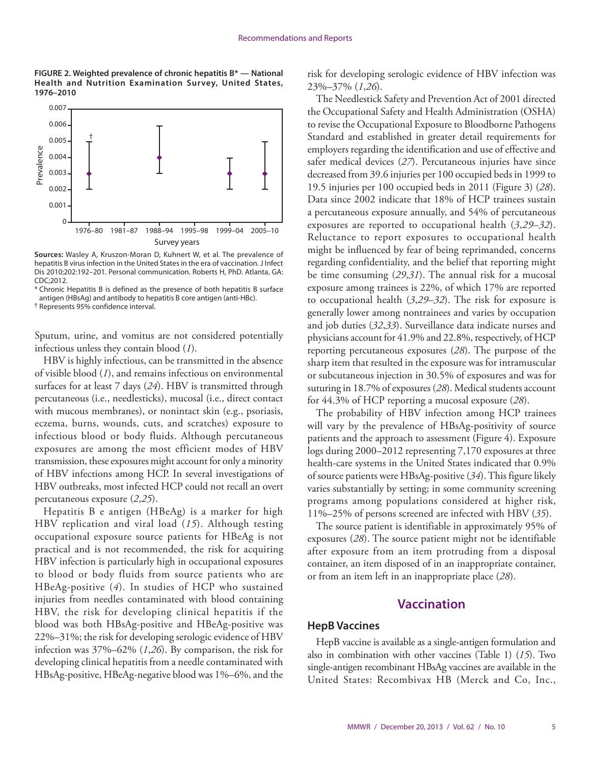**FIGURE 2. Weighted prevalence of chronic hepatitis B* — National Health and Nutrition Examination Survey, United States, 1976–2010**

**Sources:** Wasley A, Kruszon-Moran D, Kuhnert W, et al. The prevalence of hepatitis B virus infection in the United States in the era of vaccination. J Infect Dis 2010;202:192–201. Personal communication. Roberts H, PhD. Atlanta, GA: CDC;2012.

* Chronic Hepatitis B is defined as the presence of both hepatitis B surface antigen (HBsAg) and antibody to hepatitis B core antigen (anti-HBc).

† Represents 95% confidence interval.

Sputum, urine, and vomitus are not considered potentially infectious unless they contain blood (*1*).

HBV is highly infectious, can be transmitted in the absence of visible blood (*1*), and remains infectious on environmental surfaces for at least 7 days (*24*). HBV is transmitted through percutaneous (i.e., needlesticks), mucosal (i.e., direct contact with mucous membranes), or nonintact skin (e.g., psoriasis, eczema, burns, wounds, cuts, and scratches) exposure to infectious blood or body fluids. Although percutaneous exposures are among the most efficient modes of HBV transmission, these exposures might account for only a minority of HBV infections among HCP. In several investigations of HBV outbreaks, most infected HCP could not recall an overt percutaneous exposure (*2*,*25*).

Hepatitis B e antigen (HBeAg) is a marker for high HBV replication and viral load (*15*). Although testing occupational exposure source patients for HBeAg is not practical and is not recommended, the risk for acquiring HBV infection is particularly high in occupational exposures to blood or body fluids from source patients who are HBeAg-positive (*4*). In studies of HCP who sustained injuries from needles contaminated with blood containing HBV, the risk for developing clinical hepatitis if the blood was both HBsAg-positive and HBeAg-positive was 22%–31%; the risk for developing serologic evidence of HBV infection was 37%–62% (*1*,*26*). By comparison, the risk for developing clinical hepatitis from a needle contaminated with HBsAg-positive, HBeAg-negative blood was 1%–6%, and the risk for developing serologic evidence of HBV infection was 23%–37% (*1*,*26*).

The Needlestick Safety and Prevention Act of 2001 directed the Occupational Safety and Health Administration (OSHA) to revise the Occupational Exposure to Bloodborne Pathogens Standard and established in greater detail requirements for employers regarding the identification and use of effective and safer medical devices (*27*). Percutaneous injuries have since decreased from 39.6 injuries per 100 occupied beds in 1999 to 19.5 injuries per 100 occupied beds in 2011 (Figure 3) (*28*). Data since 2002 indicate that 18% of HCP trainees sustain a percutaneous exposure annually, and 54% of percutaneous exposures are reported to occupational health (*3*,*29*–*32*). Reluctance to report exposures to occupational health might be influenced by fear of being reprimanded, concerns regarding confidentiality, and the belief that reporting might be time consuming (*29*,*31*). The annual risk for a mucosal exposure among trainees is 22%, of which 17% are reported to occupational health (*3*,*29*–*32*). The risk for exposure is generally lower among nontrainees and varies by occupation and job duties (*32*,*33*). Surveillance data indicate nurses and physicians account for 41.9% and 22.8%, respectively, of HCP reporting percutaneous exposures (*28*). The purpose of the sharp item that resulted in the exposure was for intramuscular or subcutaneous injection in 30.5% of exposures and was for suturing in 18.7% of exposures (*28*). Medical students account for 44.3% of HCP reporting a mucosal exposure (*28*).

The probability of HBV infection among HCP trainees will vary by the prevalence of HBsAg-positivity of source patients and the approach to assessment (Figure 4). Exposure logs during 2000–2012 representing 7,170 exposures at three health-care systems in the United States indicated that 0.9% of source patients were HBsAg-positive (*34*). This figure likely varies substantially by setting; in some community screening programs among populations considered at higher risk, 11%–25% of persons screened are infected with HBV (*35*).

The source patient is identifiable in approximately 95% of exposures (*28*). The source patient might not be identifiable after exposure from an item protruding from a disposal container, an item disposed of in an inappropriate container, or from an item left in an inappropriate place (*28*).

## Vaccination

### HepB Vaccines

HepB vaccine is available as a single-antigen formulation and also in combination with other vaccines (Table 1) (*15*). Two single-antigen recombinant HBsAg vaccines are available in the United States: Recombivax HB (Merck and Co, Inc.,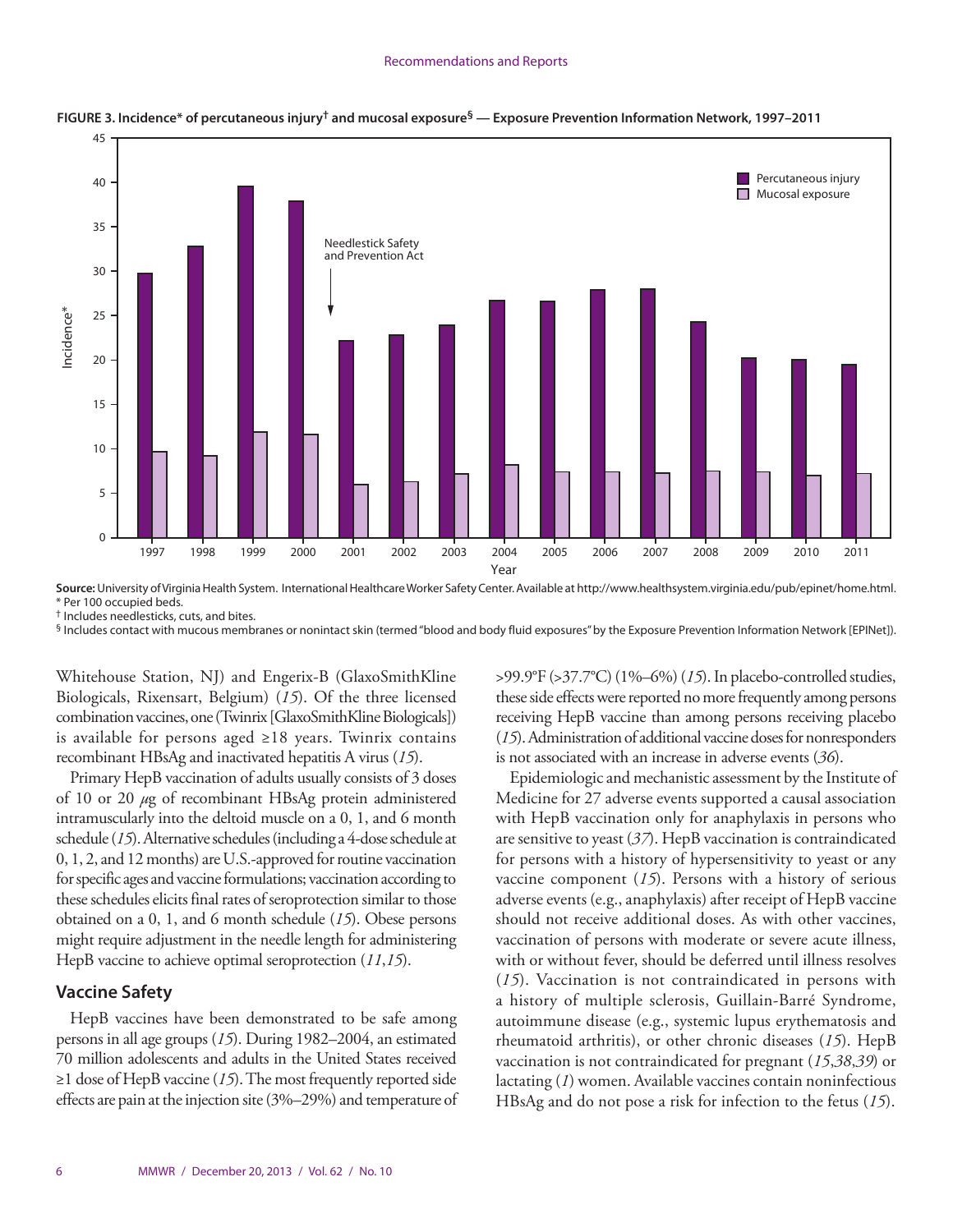**FIGURE 3. Incidence* of percutaneous injury† and mucosal exposure§ — Exposure Prevention Information Network, 1997–2011**

**Source:** University of Virginia Health System. International Healthcare Worker Safety Center. Available at http://www.healthsystem.virginia.edu/pub/epinet/home.html.
* Per 100 occupied beds.
† Includes needlesticks, cuts, and bites.
§ Includes contact with mucous membranes or nonintact skin (termed "blood and body fluid exposures" by the Exposure Prevention Information Network [EPINet]).

Whitehouse Station, NJ) and Engerix-B (GlaxoSmithKline Biologicals, Rixensart, Belgium) (*15*). Of the three licensed combination vaccines, one (Twinrix [GlaxoSmithKline Biologicals]) is available for persons aged ≥18 years. Twinrix contains recombinant HBsAg and inactivated hepatitis A virus (*15*).

Primary HepB vaccination of adults usually consists of 3 doses of 10 or 20 $\mu$g of recombinant HBsAg protein administered intramuscularly into the deltoid muscle on a 0, 1, and 6 month schedule (*15*). Alternative schedules (including a 4-dose schedule at 0, 1, 2, and 12 months) are U.S.-approved for routine vaccination for specific ages and vaccine formulations; vaccination according to these schedules elicits final rates of seroprotection similar to those obtained on a 0, 1, and 6 month schedule (*15*). Obese persons might require adjustment in the needle length for administering HepB vaccine to achieve optimal seroprotection (*11*,*15*).

## Vaccine Safety

HepB vaccines have been demonstrated to be safe among persons in all age groups (*15*). During 1982–2004, an estimated 70 million adolescents and adults in the United States received ≥1 dose of HepB vaccine (*15*). The most frequently reported side effects are pain at the injection site (3%–29%) and temperature of >99.9°F (>37.7°C) (1%–6%) (*15*). In placebo-controlled studies, these side effects were reported no more frequently among persons receiving HepB vaccine than among persons receiving placebo (*15*). Administration of additional vaccine doses for nonresponders is not associated with an increase in adverse events (*36*).

Epidemiologic and mechanistic assessment by the Institute of Medicine for 27 adverse events supported a causal association with HepB vaccination only for anaphylaxis in persons who are sensitive to yeast (*37*). HepB vaccination is contraindicated for persons with a history of hypersensitivity to yeast or any vaccine component (*15*). Persons with a history of serious adverse events (e.g., anaphylaxis) after receipt of HepB vaccine should not receive additional doses. As with other vaccines, vaccination of persons with moderate or severe acute illness, with or without fever, should be deferred until illness resolves (*15*). Vaccination is not contraindicated in persons with a history of multiple sclerosis, Guillain-Barré Syndrome, autoimmune disease (e.g., systemic lupus erythematosis and rheumatoid arthritis), or other chronic diseases (*15*). HepB vaccination is not contraindicated for pregnant (*15*,*38*,*39*) or lactating (*1*) women. Available vaccines contain noninfectious HBsAg and do not pose a risk for infection to the fetus (*15*).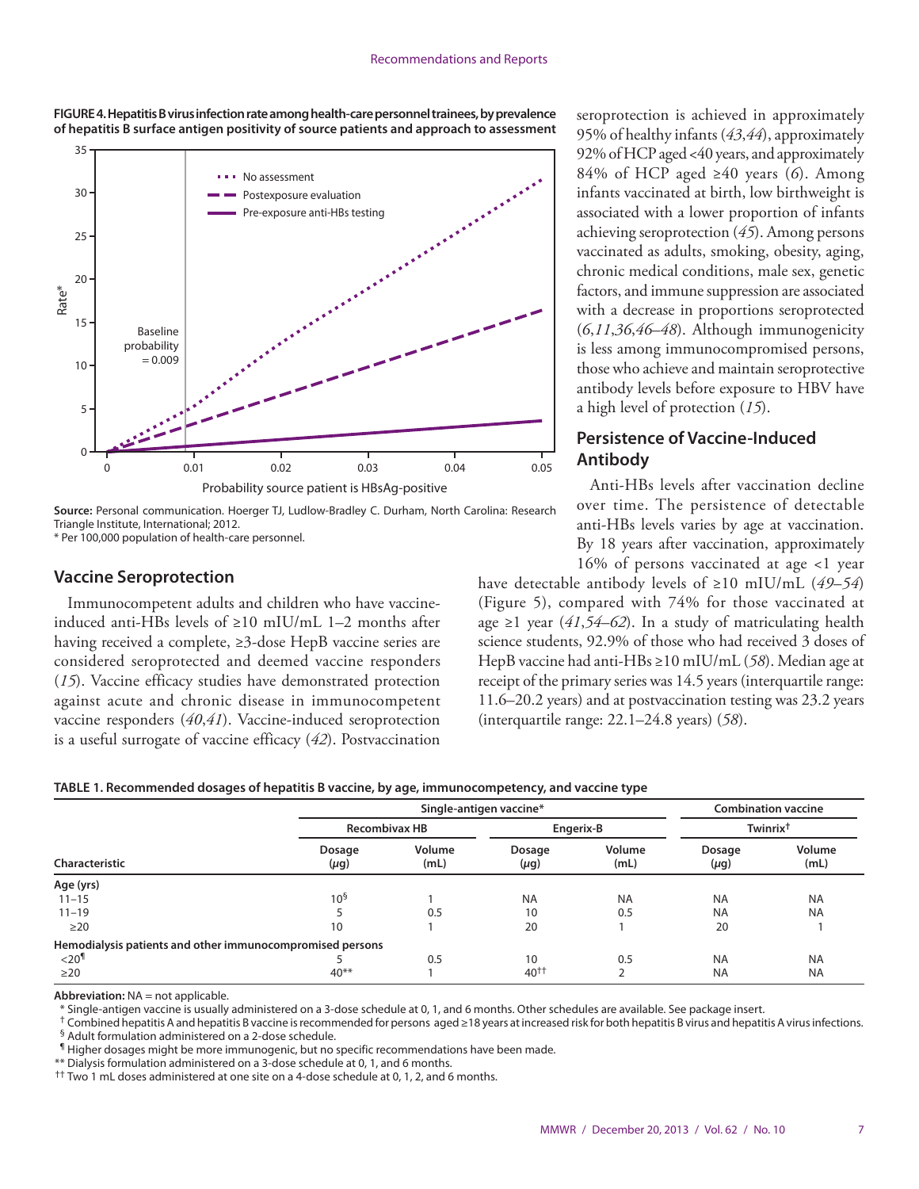**FIGURE 4. Hepatitis B virus infection rate among health-care personnel trainees, by prevalence of hepatitis B surface antigen positivity of source patients and approach to assessment**

**Source:** Personal communication. Hoerger TJ, Ludlow-Bradley C. Durham, North Carolina: Research Triangle Institute, International; 2012.

* Per 100,000 population of health-care personnel.

## Vaccine Seroprotection

Immunocompetent adults and children who have vaccine-induced anti-HBs levels of ≥10 mIU/mL 1–2 months after having received a complete, ≥3-dose HepB vaccine series are considered seroprotected and deemed vaccine responders (*15*). Vaccine efficacy studies have demonstrated protection against acute and chronic disease in immunocompetent vaccine responders (*40*,*41*). Vaccine-induced seroprotection is a useful surrogate of vaccine efficacy (*42*). Postvaccination seroprotection is achieved in approximately 95% of healthy infants (*43*,*44*), approximately 92% of HCP aged <40 years, and approximately 84% of HCP aged ≥40 years (*6*). Among infants vaccinated at birth, low birthweight is associated with a lower proportion of infants achieving seroprotection (*45*). Among persons vaccinated as adults, smoking, obesity, aging, chronic medical conditions, male sex, genetic factors, and immune suppression are associated with a decrease in proportions seroprotected (*6*,*11*,*36*,*46*–*48*). Although immunogenicity is less among immunocompromised persons, those who achieve and maintain seroprotective antibody levels before exposure to HBV have a high level of protection (*15*).

## Persistence of Vaccine-Induced Antibody

Anti-HBs levels after vaccination decline over time. The persistence of detectable anti-HBs levels varies by age at vaccination. By 18 years after vaccination, approximately 16% of persons vaccinated at age <1 year have detectable antibody levels of ≥10 mIU/mL (*49*–*54*) (Figure 5), compared with 74% for those vaccinated at age ≥1 year (*41*,*54*–*62*). In a study of matriculating health science students, 92.9% of those who had received 3 doses of HepB vaccine had anti-HBs ≥10 mIU/mL (*58*). Median age at receipt of the primary series was 14.5 years (interquartile range: 11.6–20.2 years) and at postvaccination testing was 23.2 years (interquartile range: 22.1–24.8 years) (*58*).

**TABLE 1. Recommended dosages of hepatitis B vaccine, by age, immunocompetency, and vaccine type**

| Characteristic | Single-antigen vaccine* | | | | Combination vaccine | |
|---|---|---|---|---|---|---|
| | Recombivax HB | | Engerix-B | | Twinrix[†] | |
| | Dosage (μg) | Volume (mL) | Dosage (μg) | Volume (mL) | Dosage (μg) | Volume (mL) |
| **Age (yrs)** | | | | | | |
| 11–15 | 10[§] | 1 | NA | NA | NA | NA |
| 11–19 | 5 | 0.5 | 10 | 0.5 | NA | NA |
| ≥20 | 10 | 1 | 20 | 1 | 20 | 1 |
| **Hemodialysis patients and other immunocompromised persons** | | | | | | |
| <20[¶] | 5 | 0.5 | 10 | 0.5 | NA | NA |
| ≥20 | 40** | 1 | 40[††] | 2 | NA | NA |

**Abbreviation:** NA = not applicable.

* Single-antigen vaccine is usually administered on a 3-dose schedule at 0, 1, and 6 months. Other schedules are available. See package insert.

† Combined hepatitis A and hepatitis B vaccine is recommended for persons aged ≥18 years at increased risk for both hepatitis B virus and hepatitis A virus infections.

§ Adult formulation administered on a 2-dose schedule.

¶ Higher dosages might be more immunogenic, but no specific recommendations have been made.

** Dialysis formulation administered on a 3-dose schedule at 0, 1, and 6 months.

†† Two 1 mL doses administered at one site on a 4-dose schedule at 0, 1, 2, and 6 months.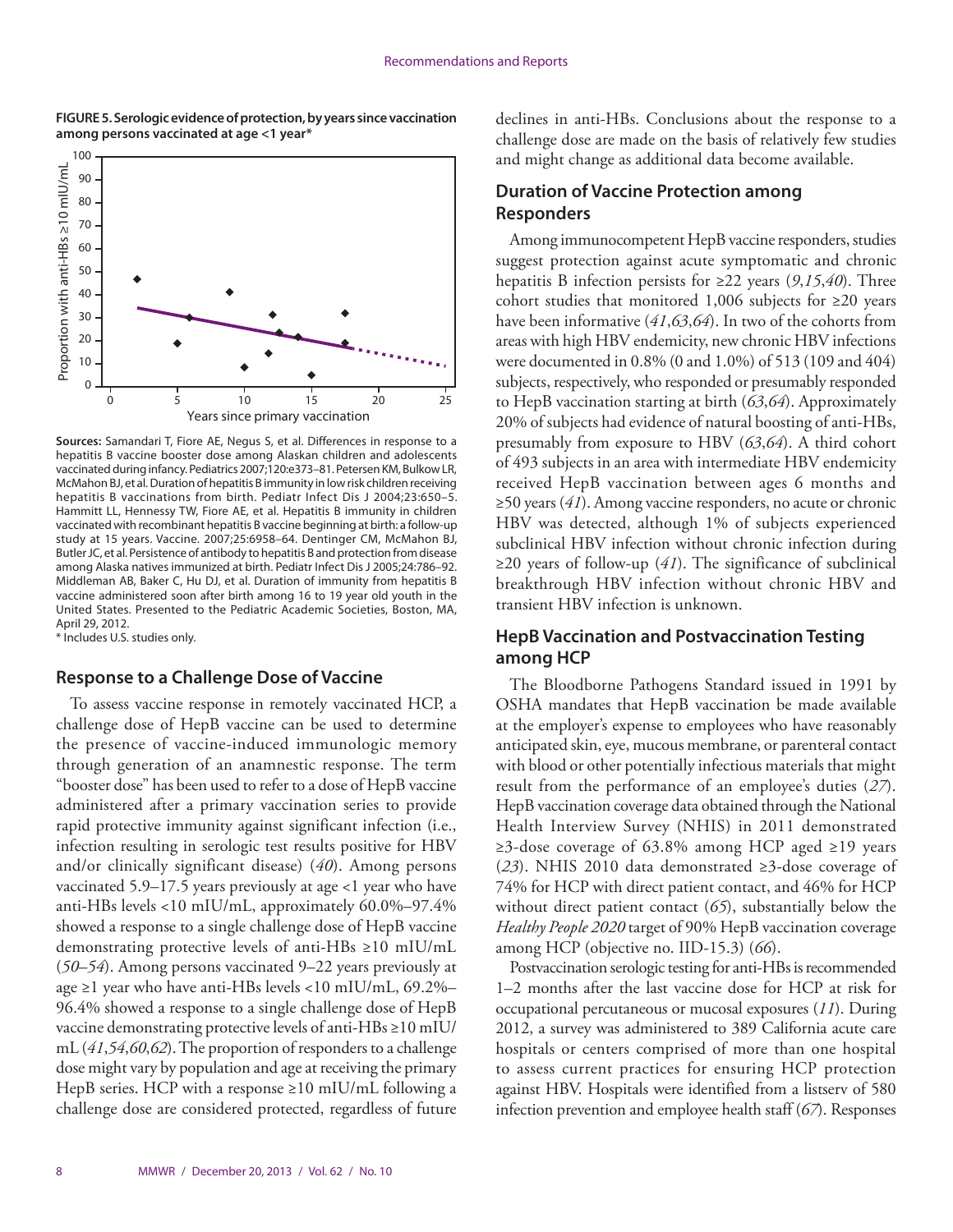**FIGURE 5. Serologic evidence of protection, by years since vaccination among persons vaccinated at age <1 year***

**Sources:** Samandari T, Fiore AE, Negus S, et al. Differences in response to a hepatitis B vaccine booster dose among Alaskan children and adolescents vaccinated during infancy. Pediatrics 2007;120:e373–81. Petersen KM, Bulkow LR, McMahon BJ, et al. Duration of hepatitis B immunity in low risk children receiving hepatitis B vaccinations from birth. Pediatr Infect Dis J 2004;23:650–5. Hammitt LL, Hennessy TW, Fiore AE, et al. Hepatitis B immunity in children vaccinated with recombinant hepatitis B vaccine beginning at birth: a follow-up study at 15 years. Vaccine. 2007;25:6958–64. Dentinger CM, McMahon BJ, Butler JC, et al. Persistence of antibody to hepatitis B and protection from disease among Alaska natives immunized at birth. Pediatr Infect Dis J 2005;24:786–92. Middleman AB, Baker C, Hu DJ, et al. Duration of immunity from hepatitis B vaccine administered soon after birth among 16 to 19 year old youth in the United States. Presented to the Pediatric Academic Societies, Boston, MA, April 29, 2012.

\* Includes U.S. studies only.

### Response to a Challenge Dose of Vaccine

To assess vaccine response in remotely vaccinated HCP, a challenge dose of HepB vaccine can be used to determine the presence of vaccine-induced immunologic memory through generation of an anamnestic response. The term "booster dose" has been used to refer to a dose of HepB vaccine administered after a primary vaccination series to provide rapid protective immunity against significant infection (i.e., infection resulting in serologic test results positive for HBV and/or clinically significant disease) (*40*). Among persons vaccinated 5.9–17.5 years previously at age <1 year who have anti-HBs levels <10 mIU/mL, approximately 60.0%–97.4% showed a response to a single challenge dose of HepB vaccine demonstrating protective levels of anti-HBs ≥10 mIU/mL (*50*–*54*). Among persons vaccinated 9–22 years previously at age ≥1 year who have anti-HBs levels <10 mIU/mL, 69.2%–96.4% showed a response to a single challenge dose of HepB vaccine demonstrating protective levels of anti-HBs ≥10 mIU/mL (*41*,*54*,*60*,*62*). The proportion of responders to a challenge dose might vary by population and age at receiving the primary HepB series. HCP with a response ≥10 mIU/mL following a challenge dose are considered protected, regardless of future declines in anti-HBs. Conclusions about the response to a challenge dose are made on the basis of relatively few studies and might change as additional data become available.

### Duration of Vaccine Protection among Responders

Among immunocompetent HepB vaccine responders, studies suggest protection against acute symptomatic and chronic hepatitis B infection persists for ≥22 years (*9*,*15*,*40*). Three cohort studies that monitored 1,006 subjects for ≥20 years have been informative (*41*,*63*,*64*). In two of the cohorts from areas with high HBV endemicity, new chronic HBV infections were documented in 0.8% (0 and 1.0%) of 513 (109 and 404) subjects, respectively, who responded or presumably responded to HepB vaccination starting at birth (*63*,*64*). Approximately 20% of subjects had evidence of natural boosting of anti-HBs, presumably from exposure to HBV (*63*,*64*). A third cohort of 493 subjects in an area with intermediate HBV endemicity received HepB vaccination between ages 6 months and ≥50 years (*41*). Among vaccine responders, no acute or chronic HBV was detected, although 1% of subjects experienced subclinical HBV infection without chronic infection during ≥20 years of follow-up (*41*). The significance of subclinical breakthrough HBV infection without chronic HBV and transient HBV infection is unknown.

### HepB Vaccination and Postvaccination Testing among HCP

The Bloodborne Pathogens Standard issued in 1991 by OSHA mandates that HepB vaccination be made available at the employer's expense to employees who have reasonably anticipated skin, eye, mucous membrane, or parenteral contact with blood or other potentially infectious materials that might result from the performance of an employee's duties (*27*). HepB vaccination coverage data obtained through the National Health Interview Survey (NHIS) in 2011 demonstrated ≥3-dose coverage of 63.8% among HCP aged ≥19 years (*23*). NHIS 2010 data demonstrated ≥3-dose coverage of 74% for HCP with direct patient contact, and 46% for HCP without direct patient contact (*65*), substantially below the *Healthy People 2020* target of 90% HepB vaccination coverage among HCP (objective no. IID-15.3) (*66*).

Postvaccination serologic testing for anti-HBs is recommended 1–2 months after the last vaccine dose for HCP at risk for occupational percutaneous or mucosal exposures (*11*). During 2012, a survey was administered to 389 California acute care hospitals or centers comprised of more than one hospital to assess current practices for ensuring HCP protection against HBV. Hospitals were identified from a listserv of 580 infection prevention and employee health staff (*67*). Responses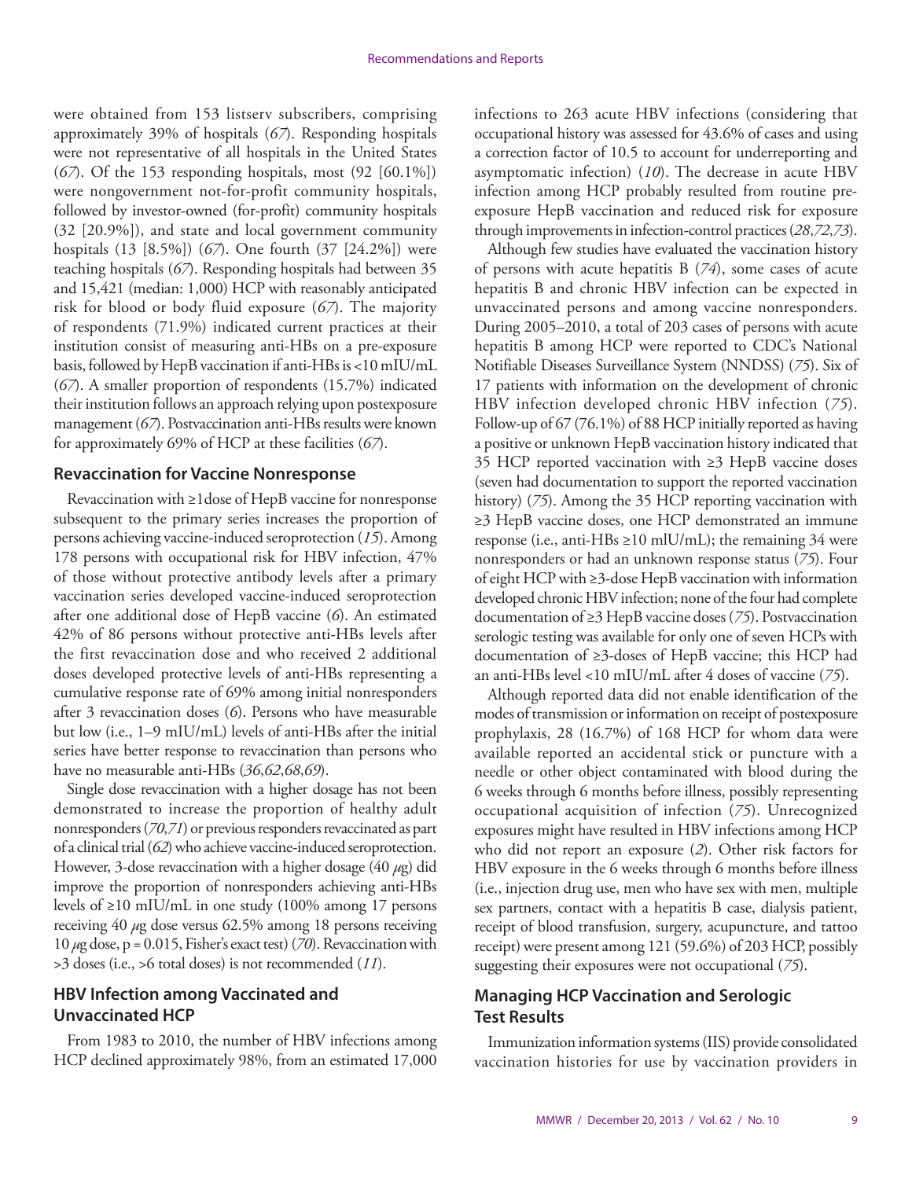were obtained from 153 listserv subscribers, comprising approximately 39% of hospitals (*67*). Responding hospitals were not representative of all hospitals in the United States (*67*). Of the 153 responding hospitals, most (92 [60.1%]) were nongovernment not-for-profit community hospitals, followed by investor-owned (for-profit) community hospitals (32 [20.9%]), and state and local government community hospitals (13 [8.5%]) (*67*). One fourth (37 [24.2%]) were teaching hospitals (*67*). Responding hospitals had between 35 and 15,421 (median: 1,000) HCP with reasonably anticipated risk for blood or body fluid exposure (*67*). The majority of respondents (71.9%) indicated current practices at their institution consist of measuring anti-HBs on a pre-exposure basis, followed by HepB vaccination if anti-HBs is <10 mIU/mL (*67*). A smaller proportion of respondents (15.7%) indicated their institution follows an approach relying upon postexposure management (*67*). Postvaccination anti-HBs results were known for approximately 69% of HCP at these facilities (*67*).

## Revaccination for Vaccine Nonresponse

Revaccination with ≥1dose of HepB vaccine for nonresponse subsequent to the primary series increases the proportion of persons achieving vaccine-induced seroprotection (*15*). Among 178 persons with occupational risk for HBV infection, 47% of those without protective antibody levels after a primary vaccination series developed vaccine-induced seroprotection after one additional dose of HepB vaccine (*6*). An estimated 42% of 86 persons without protective anti-HBs levels after the first revaccination dose and who received 2 additional doses developed protective levels of anti-HBs representing a cumulative response rate of 69% among initial nonresponders after 3 revaccination doses (*6*). Persons who have measurable but low (i.e., 1–9 mIU/mL) levels of anti-HBs after the initial series have better response to revaccination than persons who have no measurable anti-HBs (*36*,*62*,*68*,*69*).

Single dose revaccination with a higher dosage has not been demonstrated to increase the proportion of healthy adult nonresponders (*70*,*71*) or previous responders revaccinated as part of a clinical trial (*62*) who achieve vaccine-induced seroprotection. However, 3-dose revaccination with a higher dosage (40 $\mu$g) did improve the proportion of nonresponders achieving anti-HBs levels of ≥10 mIU/mL in one study (100% among 17 persons receiving 40 $\mu$g dose versus 62.5% among 18 persons receiving 10 $\mu$g dose, p = 0.015, Fisher's exact test) (*70*). Revaccination with >3 doses (i.e., >6 total doses) is not recommended (*11*).

## HBV Infection among Vaccinated and Unvaccinated HCP

From 1983 to 2010, the number of HBV infections among HCP declined approximately 98%, from an estimated 17,000 infections to 263 acute HBV infections (considering that occupational history was assessed for 43.6% of cases and using a correction factor of 10.5 to account for underreporting and asymptomatic infection) (*10*). The decrease in acute HBV infection among HCP probably resulted from routine pre-exposure HepB vaccination and reduced risk for exposure through improvements in infection-control practices (*28*,*72*,*73*).

Although few studies have evaluated the vaccination history of persons with acute hepatitis B (*74*), some cases of acute hepatitis B and chronic HBV infection can be expected in unvaccinated persons and among vaccine nonresponders. During 2005–2010, a total of 203 cases of persons with acute hepatitis B among HCP were reported to CDC's National Notifiable Diseases Surveillance System (NNDSS) (*75*). Six of 17 patients with information on the development of chronic HBV infection developed chronic HBV infection (*75*). Follow-up of 67 (76.1%) of 88 HCP initially reported as having a positive or unknown HepB vaccination history indicated that 35 HCP reported vaccination with ≥3 HepB vaccine doses (seven had documentation to support the reported vaccination history) (*75*). Among the 35 HCP reporting vaccination with ≥3 HepB vaccine doses, one HCP demonstrated an immune response (i.e., anti-HBs ≥10 mlU/mL); the remaining 34 were nonresponders or had an unknown response status (*75*). Four of eight HCP with ≥3-dose HepB vaccination with information developed chronic HBV infection; none of the four had complete documentation of ≥3 HepB vaccine doses (*75*). Postvaccination serologic testing was available for only one of seven HCPs with documentation of ≥3-doses of HepB vaccine; this HCP had an anti-HBs level <10 mIU/mL after 4 doses of vaccine (*75*).

Although reported data did not enable identification of the modes of transmission or information on receipt of postexposure prophylaxis, 28 (16.7%) of 168 HCP for whom data were available reported an accidental stick or puncture with a needle or other object contaminated with blood during the 6 weeks through 6 months before illness, possibly representing occupational acquisition of infection (*75*). Unrecognized exposures might have resulted in HBV infections among HCP who did not report an exposure (*2*). Other risk factors for HBV exposure in the 6 weeks through 6 months before illness (i.e., injection drug use, men who have sex with men, multiple sex partners, contact with a hepatitis B case, dialysis patient, receipt of blood transfusion, surgery, acupuncture, and tattoo receipt) were present among 121 (59.6%) of 203 HCP, possibly suggesting their exposures were not occupational (*75*).

## Managing HCP Vaccination and Serologic Test Results

Immunization information systems (IIS) provide consolidated vaccination histories for use by vaccination providers in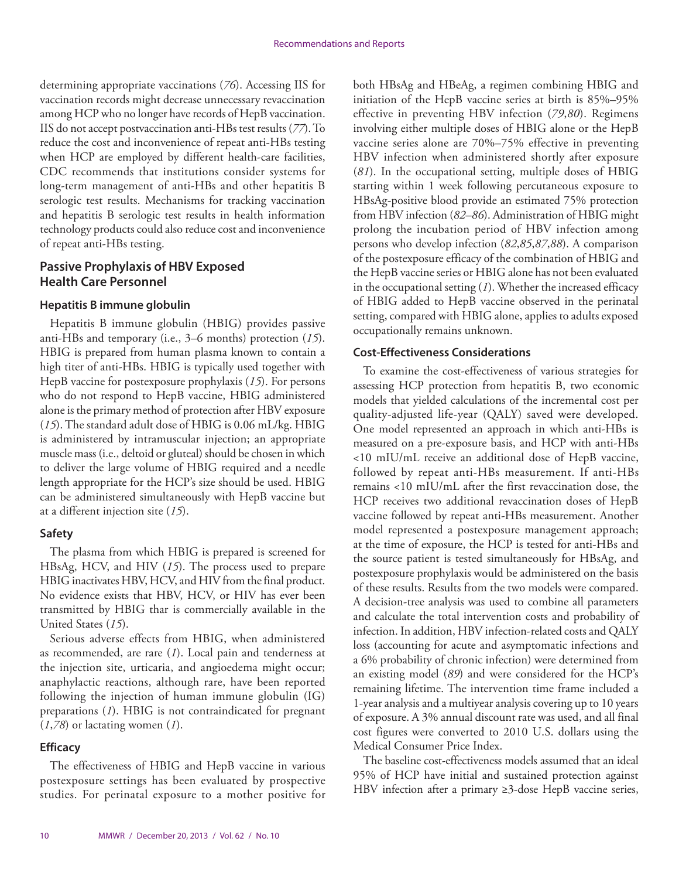determining appropriate vaccinations (*76*). Accessing IIS for vaccination records might decrease unnecessary revaccination among HCP who no longer have records of HepB vaccination. IIS do not accept postvaccination anti-HBs test results (*77*). To reduce the cost and inconvenience of repeat anti-HBs testing when HCP are employed by different health-care facilities, CDC recommends that institutions consider systems for long-term management of anti-HBs and other hepatitis B serologic test results. Mechanisms for tracking vaccination and hepatitis B serologic test results in health information technology products could also reduce cost and inconvenience of repeat anti-HBs testing.

## Passive Prophylaxis of HBV Exposed Health Care Personnel

### Hepatitis B immune globulin

Hepatitis B immune globulin (HBIG) provides passive anti-HBs and temporary (i.e., 3–6 months) protection (*15*). HBIG is prepared from human plasma known to contain a high titer of anti-HBs. HBIG is typically used together with HepB vaccine for postexposure prophylaxis (*15*). For persons who do not respond to HepB vaccine, HBIG administered alone is the primary method of protection after HBV exposure (*15*). The standard adult dose of HBIG is 0.06 mL/kg. HBIG is administered by intramuscular injection; an appropriate muscle mass (i.e., deltoid or gluteal) should be chosen in which to deliver the large volume of HBIG required and a needle length appropriate for the HCP's size should be used. HBIG can be administered simultaneously with HepB vaccine but at a different injection site (*15*).

### Safety

The plasma from which HBIG is prepared is screened for HBsAg, HCV, and HIV (*15*). The process used to prepare HBIG inactivates HBV, HCV, and HIV from the final product. No evidence exists that HBV, HCV, or HIV has ever been transmitted by HBIG thar is commercially available in the United States (*15*).

Serious adverse effects from HBIG, when administered as recommended, are rare (*1*). Local pain and tenderness at the injection site, urticaria, and angioedema might occur; anaphylactic reactions, although rare, have been reported following the injection of human immune globulin (IG) preparations (*1*). HBIG is not contraindicated for pregnant (*1*,*78*) or lactating women (*1*).

### Efficacy

The effectiveness of HBIG and HepB vaccine in various postexposure settings has been evaluated by prospective studies. For perinatal exposure to a mother positive for both HBsAg and HBeAg, a regimen combining HBIG and initiation of the HepB vaccine series at birth is 85%–95% effective in preventing HBV infection (*79*,*80*). Regimens involving either multiple doses of HBIG alone or the HepB vaccine series alone are 70%–75% effective in preventing HBV infection when administered shortly after exposure (*81*). In the occupational setting, multiple doses of HBIG starting within 1 week following percutaneous exposure to HBsAg-positive blood provide an estimated 75% protection from HBV infection (*82*–*86*). Administration of HBIG might prolong the incubation period of HBV infection among persons who develop infection (*82*,*85*,*87*,*88*). A comparison of the postexposure efficacy of the combination of HBIG and the HepB vaccine series or HBIG alone has not been evaluated in the occupational setting (*1*). Whether the increased efficacy of HBIG added to HepB vaccine observed in the perinatal setting, compared with HBIG alone, applies to adults exposed occupationally remains unknown.

### Cost-Effectiveness Considerations

To examine the cost-effectiveness of various strategies for assessing HCP protection from hepatitis B, two economic models that yielded calculations of the incremental cost per quality-adjusted life-year (QALY) saved were developed. One model represented an approach in which anti-HBs is measured on a pre-exposure basis, and HCP with anti-HBs <10 mIU/mL receive an additional dose of HepB vaccine, followed by repeat anti-HBs measurement. If anti-HBs remains <10 mIU/mL after the first revaccination dose, the HCP receives two additional revaccination doses of HepB vaccine followed by repeat anti-HBs measurement. Another model represented a postexposure management approach; at the time of exposure, the HCP is tested for anti-HBs and the source patient is tested simultaneously for HBsAg, and postexposure prophylaxis would be administered on the basis of these results. Results from the two models were compared. A decision-tree analysis was used to combine all parameters and calculate the total intervention costs and probability of infection. In addition, HBV infection-related costs and QALY loss (accounting for acute and asymptomatic infections and a 6% probability of chronic infection) were determined from an existing model (*89*) and were considered for the HCP's remaining lifetime. The intervention time frame included a 1-year analysis and a multiyear analysis covering up to 10 years of exposure. A 3% annual discount rate was used, and all final cost figures were converted to 2010 U.S. dollars using the Medical Consumer Price Index.

The baseline cost-effectiveness models assumed that an ideal 95% of HCP have initial and sustained protection against HBV infection after a primary ≥3-dose HepB vaccine series,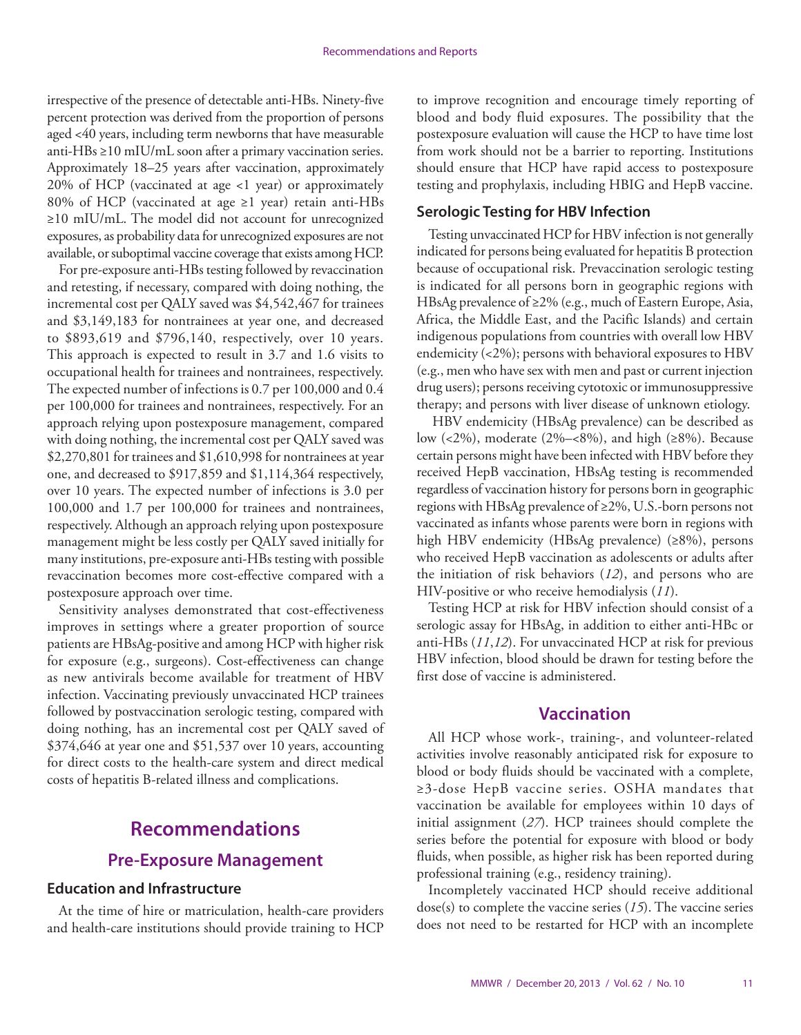irrespective of the presence of detectable anti-HBs. Ninety-five percent protection was derived from the proportion of persons aged <40 years, including term newborns that have measurable anti-HBs ≥10 mIU/mL soon after a primary vaccination series. Approximately 18–25 years after vaccination, approximately 20% of HCP (vaccinated at age <1 year) or approximately 80% of HCP (vaccinated at age ≥1 year) retain anti-HBs ≥10 mIU/mL. The model did not account for unrecognized exposures, as probability data for unrecognized exposures are not available, or suboptimal vaccine coverage that exists among HCP.

For pre-exposure anti-HBs testing followed by revaccination and retesting, if necessary, compared with doing nothing, the incremental cost per QALY saved was $4,542,467 for trainees and $3,149,183 for nontrainees at year one, and decreased to $893,619 and $796,140, respectively, over 10 years. This approach is expected to result in 3.7 and 1.6 visits to occupational health for trainees and nontrainees, respectively. The expected number of infections is 0.7 per 100,000 and 0.4 per 100,000 for trainees and nontrainees, respectively. For an approach relying upon postexposure management, compared with doing nothing, the incremental cost per QALY saved was $2,270,801 for trainees and $1,610,998 for nontrainees at year one, and decreased to $917,859 and $1,114,364 respectively, over 10 years. The expected number of infections is 3.0 per 100,000 and 1.7 per 100,000 for trainees and nontrainees, respectively. Although an approach relying upon postexposure management might be less costly per QALY saved initially for many institutions, pre-exposure anti-HBs testing with possible revaccination becomes more cost-effective compared with a postexposure approach over time.

Sensitivity analyses demonstrated that cost-effectiveness improves in settings where a greater proportion of source patients are HBsAg-positive and among HCP with higher risk for exposure (e.g., surgeons). Cost-effectiveness can change as new antivirals become available for treatment of HBV infection. Vaccinating previously unvaccinated HCP trainees followed by postvaccination serologic testing, compared with doing nothing, has an incremental cost per QALY saved of $374,646 at year one and $51,537 over 10 years, accounting for direct costs to the health-care system and direct medical costs of hepatitis B-related illness and complications.

# Recommendations

## Pre-Exposure Management

### Education and Infrastructure

At the time of hire or matriculation, health-care providers and health-care institutions should provide training to HCP to improve recognition and encourage timely reporting of blood and body fluid exposures. The possibility that the postexposure evaluation will cause the HCP to have time lost from work should not be a barrier to reporting. Institutions should ensure that HCP have rapid access to postexposure testing and prophylaxis, including HBIG and HepB vaccine.

### Serologic Testing for HBV Infection

Testing unvaccinated HCP for HBV infection is not generally indicated for persons being evaluated for hepatitis B protection because of occupational risk. Prevaccination serologic testing is indicated for all persons born in geographic regions with HBsAg prevalence of ≥2% (e.g., much of Eastern Europe, Asia, Africa, the Middle East, and the Pacific Islands) and certain indigenous populations from countries with overall low HBV endemicity (<2%); persons with behavioral exposures to HBV (e.g., men who have sex with men and past or current injection drug users); persons receiving cytotoxic or immunosuppressive therapy; and persons with liver disease of unknown etiology.

HBV endemicity (HBsAg prevalence) can be described as low (<2%), moderate (2%–<8%), and high (≥8%). Because certain persons might have been infected with HBV before they received HepB vaccination, HBsAg testing is recommended regardless of vaccination history for persons born in geographic regions with HBsAg prevalence of ≥2%, U.S.-born persons not vaccinated as infants whose parents were born in regions with high HBV endemicity (HBsAg prevalence) (≥8%), persons who received HepB vaccination as adolescents or adults after the initiation of risk behaviors (*12*), and persons who are HIV-positive or who receive hemodialysis (*11*).

Testing HCP at risk for HBV infection should consist of a serologic assay for HBsAg, in addition to either anti-HBc or anti-HBs (*11*,*12*). For unvaccinated HCP at risk for previous HBV infection, blood should be drawn for testing before the first dose of vaccine is administered.

## Vaccination

All HCP whose work-, training-, and volunteer-related activities involve reasonably anticipated risk for exposure to blood or body fluids should be vaccinated with a complete, ≥3-dose HepB vaccine series. OSHA mandates that vaccination be available for employees within 10 days of initial assignment (*27*). HCP trainees should complete the series before the potential for exposure with blood or body fluids, when possible, as higher risk has been reported during professional training (e.g., residency training).

Incompletely vaccinated HCP should receive additional dose(s) to complete the vaccine series (*15*). The vaccine series does not need to be restarted for HCP with an incomplete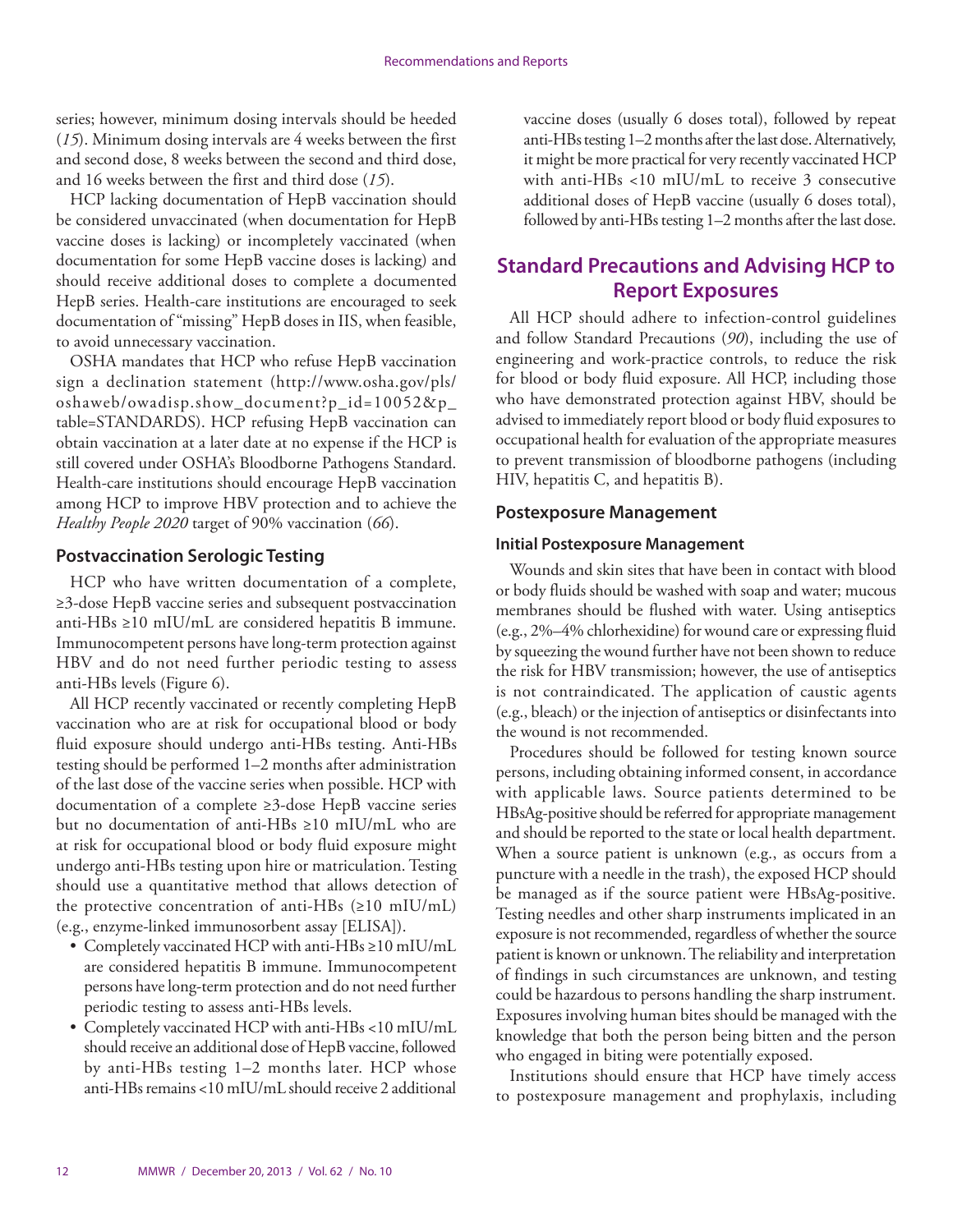series; however, minimum dosing intervals should be heeded (*15*). Minimum dosing intervals are 4 weeks between the first and second dose, 8 weeks between the second and third dose, and 16 weeks between the first and third dose (*15*).

HCP lacking documentation of HepB vaccination should be considered unvaccinated (when documentation for HepB vaccine doses is lacking) or incompletely vaccinated (when documentation for some HepB vaccine doses is lacking) and should receive additional doses to complete a documented HepB series. Health-care institutions are encouraged to seek documentation of "missing" HepB doses in IIS, when feasible, to avoid unnecessary vaccination.

OSHA mandates that HCP who refuse HepB vaccination sign a declination statement (http://www.osha.gov/pls/oshaweb/owadisp.show_document?p_id=10052&p_table=STANDARDS). HCP refusing HepB vaccination can obtain vaccination at a later date at no expense if the HCP is still covered under OSHA's Bloodborne Pathogens Standard. Health-care institutions should encourage HepB vaccination among HCP to improve HBV protection and to achieve the *Healthy People 2020* target of 90% vaccination (*66*).

### Postvaccination Serologic Testing

HCP who have written documentation of a complete, ≥3-dose HepB vaccine series and subsequent postvaccination anti-HBs ≥10 mIU/mL are considered hepatitis B immune. Immunocompetent persons have long-term protection against HBV and do not need further periodic testing to assess anti-HBs levels (Figure 6).

All HCP recently vaccinated or recently completing HepB vaccination who are at risk for occupational blood or body fluid exposure should undergo anti-HBs testing. Anti-HBs testing should be performed 1–2 months after administration of the last dose of the vaccine series when possible. HCP with documentation of a complete ≥3-dose HepB vaccine series but no documentation of anti-HBs ≥10 mIU/mL who are at risk for occupational blood or body fluid exposure might undergo anti-HBs testing upon hire or matriculation. Testing should use a quantitative method that allows detection of the protective concentration of anti-HBs (≥10 mIU/mL) (e.g., enzyme-linked immunosorbent assay [ELISA]).

- Completely vaccinated HCP with anti-HBs ≥10 mIU/mL are considered hepatitis B immune. Immunocompetent persons have long-term protection and do not need further periodic testing to assess anti-HBs levels.
- Completely vaccinated HCP with anti-HBs <10 mIU/mL should receive an additional dose of HepB vaccine, followed by anti-HBs testing 1–2 months later. HCP whose anti-HBs remains <10 mIU/mL should receive 2 additional vaccine doses (usually 6 doses total), followed by repeat anti-HBs testing 1–2 months after the last dose. Alternatively, it might be more practical for very recently vaccinated HCP with anti-HBs <10 mIU/mL to receive 3 consecutive additional doses of HepB vaccine (usually 6 doses total), followed by anti-HBs testing 1–2 months after the last dose.

## Standard Precautions and Advising HCP to Report Exposures

All HCP should adhere to infection-control guidelines and follow Standard Precautions (*90*), including the use of engineering and work-practice controls, to reduce the risk for blood or body fluid exposure. All HCP, including those who have demonstrated protection against HBV, should be advised to immediately report blood or body fluid exposures to occupational health for evaluation of the appropriate measures to prevent transmission of bloodborne pathogens (including HIV, hepatitis C, and hepatitis B).

### Postexposure Management

#### Initial Postexposure Management

Wounds and skin sites that have been in contact with blood or body fluids should be washed with soap and water; mucous membranes should be flushed with water. Using antiseptics (e.g., 2%–4% chlorhexidine) for wound care or expressing fluid by squeezing the wound further have not been shown to reduce the risk for HBV transmission; however, the use of antiseptics is not contraindicated. The application of caustic agents (e.g., bleach) or the injection of antiseptics or disinfectants into the wound is not recommended.

Procedures should be followed for testing known source persons, including obtaining informed consent, in accordance with applicable laws. Source patients determined to be HBsAg-positive should be referred for appropriate management and should be reported to the state or local health department. When a source patient is unknown (e.g., as occurs from a puncture with a needle in the trash), the exposed HCP should be managed as if the source patient were HBsAg-positive. Testing needles and other sharp instruments implicated in an exposure is not recommended, regardless of whether the source patient is known or unknown. The reliability and interpretation of findings in such circumstances are unknown, and testing could be hazardous to persons handling the sharp instrument. Exposures involving human bites should be managed with the knowledge that both the person being bitten and the person who engaged in biting were potentially exposed.

Institutions should ensure that HCP have timely access to postexposure management and prophylaxis, including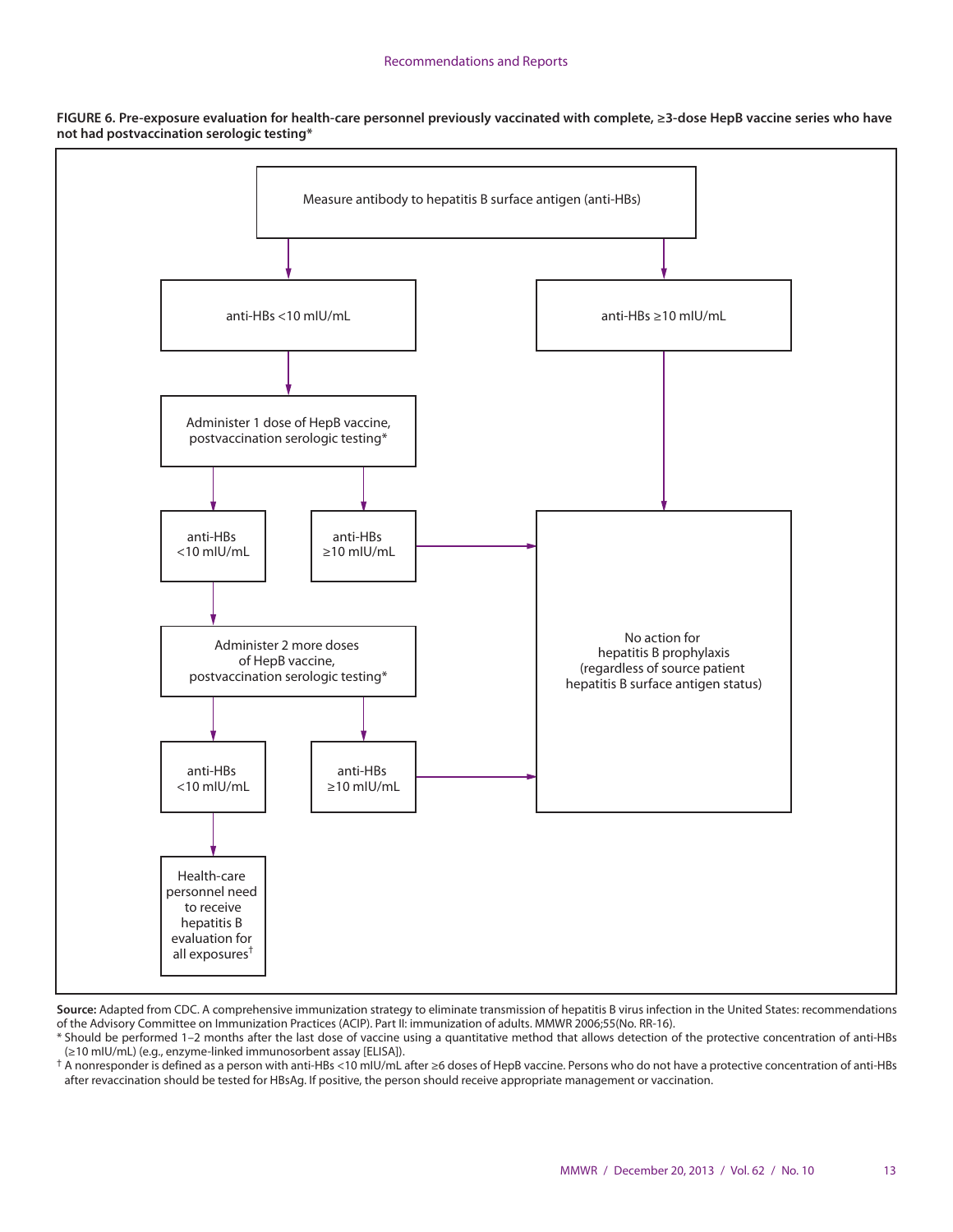**FIGURE 6. Pre-exposure evaluation for health-care personnel previously vaccinated with complete, ≥3-dose HepB vaccine series who have not had postvaccination serologic testing***

Measure antibody to hepatitis B surface antigen (anti-HBs)

- anti-HBs <10 mIU/mL
  - Administer 1 dose of HepB vaccine, postvaccination serologic testing*
    - anti-HBs <10 mIU/mL
      - Administer 2 more doses of HepB vaccine, postvaccination serologic testing*
        - anti-HBs <10 mIU/mL
          - Health-care personnel need to receive hepatitis B evaluation for all exposures†
        - anti-HBs ≥10 mIU/mL
          - No action for hepatitis B prophylaxis (regardless of source patient hepatitis B surface antigen status)
    - anti-HBs ≥10 mIU/mL
      - No action for hepatitis B prophylaxis (regardless of source patient hepatitis B surface antigen status)
- anti-HBs ≥10 mIU/mL
  - No action for hepatitis B prophylaxis (regardless of source patient hepatitis B surface antigen status)

**Source:** Adapted from CDC. A comprehensive immunization strategy to eliminate transmission of hepatitis B virus infection in the United States: recommendations of the Advisory Committee on Immunization Practices (ACIP). Part II: immunization of adults. MMWR 2006;55(No. RR-16).

\* Should be performed 1–2 months after the last dose of vaccine using a quantitative method that allows detection of the protective concentration of anti-HBs (≥10 mIU/mL) (e.g., enzyme-linked immunosorbent assay [ELISA]).

† A nonresponder is defined as a person with anti-HBs <10 mIU/mL after ≥6 doses of HepB vaccine. Persons who do not have a protective concentration of anti-HBs after revaccination should be tested for HBsAg. If positive, the person should receive appropriate management or vaccination.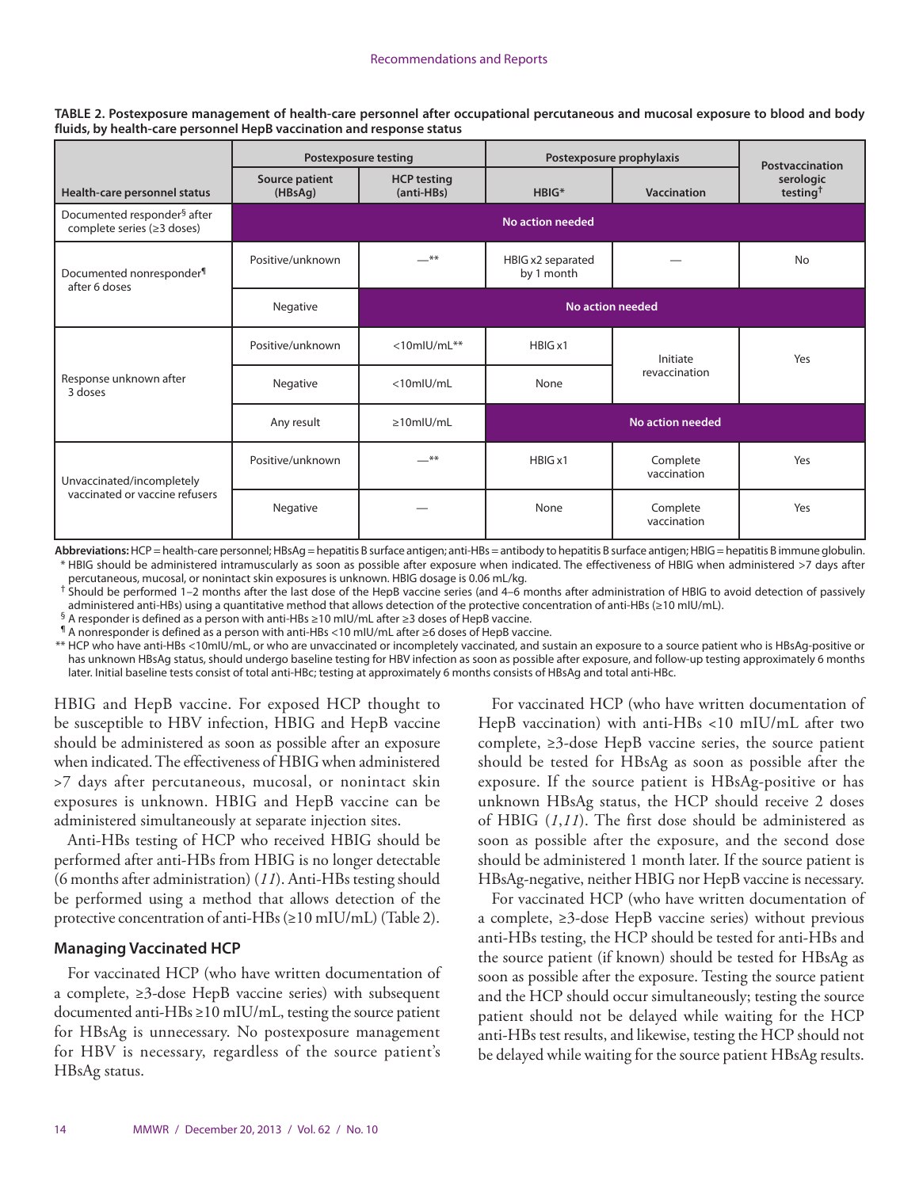**TABLE 2. Postexposure management of health-care personnel after occupational percutaneous and mucosal exposure to blood and body fluids, by health-care personnel HepB vaccination and response status**

| Health-care personnel status | Postexposure testing | | Postexposure prophylaxis | | Postvaccination serologic testing† |
|---|---|---|---|---|---|
| | Source patient (HBsAg) | HCP testing (anti-HBs) | HBIG* | Vaccination | |
| Documented responder§ after complete series (≥3 doses) | No action needed | | | | |
| Documented nonresponder¶ after 6 doses | Positive/unknown | —** | HBIG x2 separated by 1 month | — | No |
| | Negative | No action needed | | | |
| Response unknown after 3 doses | Positive/unknown | <10mIU/mL** | HBIG x1 | Initiate revaccination | Yes |
| | Negative | <10mIU/mL | None | Initiate revaccination | Yes |
| | Any result | ≥10mIU/mL | No action needed | | |
| Unvaccinated/incompletely vaccinated or vaccine refusers | Positive/unknown | —** | HBIG x1 | Complete vaccination | Yes |
| | Negative | — | None | Complete vaccination | Yes |

**Abbreviations:** HCP = health-care personnel; HBsAg = hepatitis B surface antigen; anti-HBs = antibody to hepatitis B surface antigen; HBIG = hepatitis B immune globulin.

\* HBIG should be administered intramuscularly as soon as possible after exposure when indicated. The effectiveness of HBIG when administered >7 days after percutaneous, mucosal, or nonintact skin exposures is unknown. HBIG dosage is 0.06 mL/kg.

† Should be performed 1–2 months after the last dose of the HepB vaccine series (and 4–6 months after administration of HBIG to avoid detection of passively administered anti-HBs) using a quantitative method that allows detection of the protective concentration of anti-HBs (≥10 mIU/mL).

§ A responder is defined as a person with anti-HBs ≥10 mIU/mL after ≥3 doses of HepB vaccine.

¶ A nonresponder is defined as a person with anti-HBs <10 mIU/mL after ≥6 doses of HepB vaccine.

** HCP who have anti-HBs <10mIU/mL, or who are unvaccinated or incompletely vaccinated, and sustain an exposure to a source patient who is HBsAg-positive or has unknown HBsAg status, should undergo baseline testing for HBV infection as soon as possible after exposure, and follow-up testing approximately 6 months later. Initial baseline tests consist of total anti-HBc; testing at approximately 6 months consists of HBsAg and total anti-HBc.

HBIG and HepB vaccine. For exposed HCP thought to be susceptible to HBV infection, HBIG and HepB vaccine should be administered as soon as possible after an exposure when indicated. The effectiveness of HBIG when administered >7 days after percutaneous, mucosal, or nonintact skin exposures is unknown. HBIG and HepB vaccine can be administered simultaneously at separate injection sites.

Anti-HBs testing of HCP who received HBIG should be performed after anti-HBs from HBIG is no longer detectable (6 months after administration) (*11*). Anti-HBs testing should be performed using a method that allows detection of the protective concentration of anti-HBs (≥10 mIU/mL) (Table 2).

### Managing Vaccinated HCP

For vaccinated HCP (who have written documentation of a complete, ≥3-dose HepB vaccine series) with subsequent documented anti-HBs ≥10 mIU/mL, testing the source patient for HBsAg is unnecessary. No postexposure management for HBV is necessary, regardless of the source patient's HBsAg status.

For vaccinated HCP (who have written documentation of HepB vaccination) with anti-HBs <10 mIU/mL after two complete, ≥3-dose HepB vaccine series, the source patient should be tested for HBsAg as soon as possible after the exposure. If the source patient is HBsAg-positive or has unknown HBsAg status, the HCP should receive 2 doses of HBIG (*1*,*11*). The first dose should be administered as soon as possible after the exposure, and the second dose should be administered 1 month later. If the source patient is HBsAg-negative, neither HBIG nor HepB vaccine is necessary.

For vaccinated HCP (who have written documentation of a complete, ≥3-dose HepB vaccine series) without previous anti-HBs testing, the HCP should be tested for anti-HBs and the source patient (if known) should be tested for HBsAg as soon as possible after the exposure. Testing the source patient and the HCP should occur simultaneously; testing the source patient should not be delayed while waiting for the HCP anti-HBs test results, and likewise, testing the HCP should not be delayed while waiting for the source patient HBsAg results.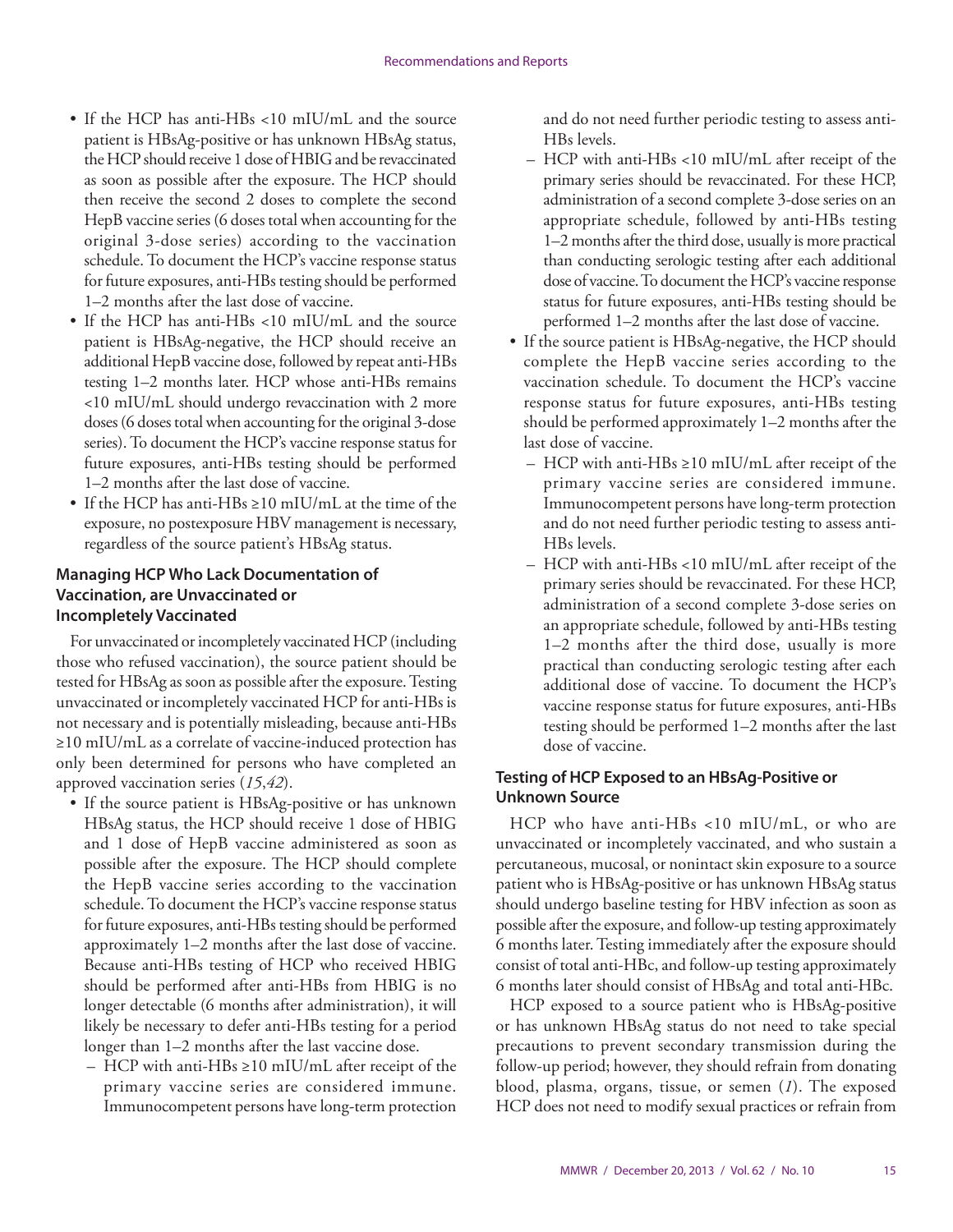- If the HCP has anti-HBs <10 mIU/mL and the source patient is HBsAg-positive or has unknown HBsAg status, the HCP should receive 1 dose of HBIG and be revaccinated as soon as possible after the exposure. The HCP should then receive the second 2 doses to complete the second HepB vaccine series (6 doses total when accounting for the original 3-dose series) according to the vaccination schedule. To document the HCP's vaccine response status for future exposures, anti-HBs testing should be performed 1–2 months after the last dose of vaccine.
- If the HCP has anti-HBs <10 mIU/mL and the source patient is HBsAg-negative, the HCP should receive an additional HepB vaccine dose, followed by repeat anti-HBs testing 1–2 months later. HCP whose anti-HBs remains <10 mIU/mL should undergo revaccination with 2 more doses (6 doses total when accounting for the original 3-dose series). To document the HCP's vaccine response status for future exposures, anti-HBs testing should be performed 1–2 months after the last dose of vaccine.
- If the HCP has anti-HBs ≥10 mIU/mL at the time of the exposure, no postexposure HBV management is necessary, regardless of the source patient's HBsAg status.

### Managing HCP Who Lack Documentation of Vaccination, are Unvaccinated or Incompletely Vaccinated

For unvaccinated or incompletely vaccinated HCP (including those who refused vaccination), the source patient should be tested for HBsAg as soon as possible after the exposure. Testing unvaccinated or incompletely vaccinated HCP for anti-HBs is not necessary and is potentially misleading, because anti-HBs ≥10 mIU/mL as a correlate of vaccine-induced protection has only been determined for persons who have completed an approved vaccination series (*15*,*42*).

- If the source patient is HBsAg-positive or has unknown HBsAg status, the HCP should receive 1 dose of HBIG and 1 dose of HepB vaccine administered as soon as possible after the exposure. The HCP should complete the HepB vaccine series according to the vaccination schedule. To document the HCP's vaccine response status for future exposures, anti-HBs testing should be performed approximately 1–2 months after the last dose of vaccine. Because anti-HBs testing of HCP who received HBIG should be performed after anti-HBs from HBIG is no longer detectable (6 months after administration), it will likely be necessary to defer anti-HBs testing for a period longer than 1–2 months after the last vaccine dose.
  - HCP with anti-HBs ≥10 mIU/mL after receipt of the primary vaccine series are considered immune. Immunocompetent persons have long-term protection and do not need further periodic testing to assess anti-HBs levels.
  - HCP with anti-HBs <10 mIU/mL after receipt of the primary series should be revaccinated. For these HCP, administration of a second complete 3-dose series on an appropriate schedule, followed by anti-HBs testing 1–2 months after the third dose, usually is more practical than conducting serologic testing after each additional dose of vaccine. To document the HCP's vaccine response status for future exposures, anti-HBs testing should be performed 1–2 months after the last dose of vaccine.
- If the source patient is HBsAg-negative, the HCP should complete the HepB vaccine series according to the vaccination schedule. To document the HCP's vaccine response status for future exposures, anti-HBs testing should be performed approximately 1–2 months after the last dose of vaccine.
  - HCP with anti-HBs ≥10 mIU/mL after receipt of the primary vaccine series are considered immune. Immunocompetent persons have long-term protection and do not need further periodic testing to assess anti-HBs levels.
  - HCP with anti-HBs <10 mIU/mL after receipt of the primary series should be revaccinated. For these HCP, administration of a second complete 3-dose series on an appropriate schedule, followed by anti-HBs testing 1–2 months after the third dose, usually is more practical than conducting serologic testing after each additional dose of vaccine. To document the HCP's vaccine response status for future exposures, anti-HBs testing should be performed 1–2 months after the last dose of vaccine.

### Testing of HCP Exposed to an HBsAg-Positive or Unknown Source

HCP who have anti-HBs <10 mIU/mL, or who are unvaccinated or incompletely vaccinated, and who sustain a percutaneous, mucosal, or nonintact skin exposure to a source patient who is HBsAg-positive or has unknown HBsAg status should undergo baseline testing for HBV infection as soon as possible after the exposure, and follow-up testing approximately 6 months later. Testing immediately after the exposure should consist of total anti-HBc, and follow-up testing approximately 6 months later should consist of HBsAg and total anti-HBc.

HCP exposed to a source patient who is HBsAg-positive or has unknown HBsAg status do not need to take special precautions to prevent secondary transmission during the follow-up period; however, they should refrain from donating blood, plasma, organs, tissue, or semen (*1*). The exposed HCP does not need to modify sexual practices or refrain from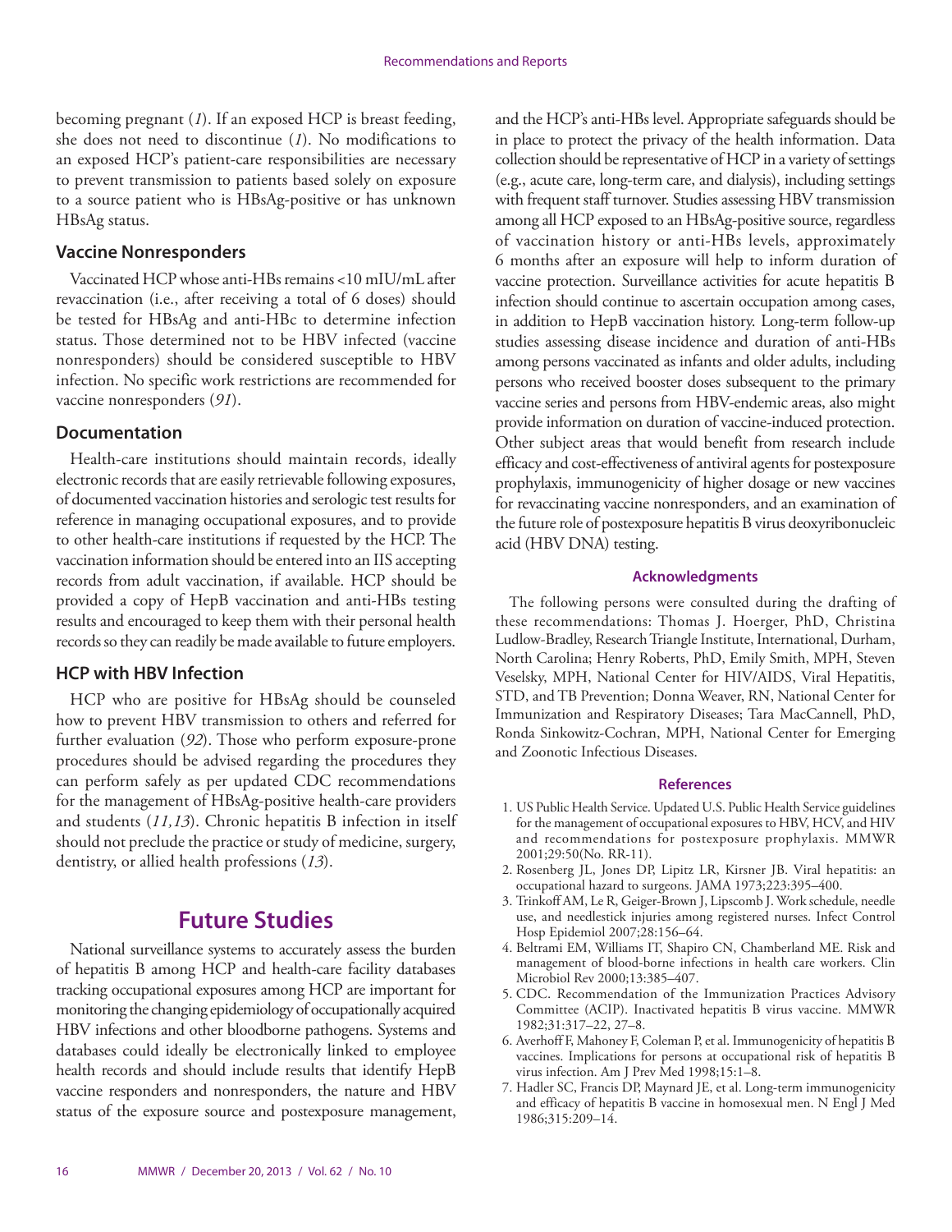becoming pregnant (*1*). If an exposed HCP is breast feeding, she does not need to discontinue (*1*). No modifications to an exposed HCP's patient-care responsibilities are necessary to prevent transmission to patients based solely on exposure to a source patient who is HBsAg-positive or has unknown HBsAg status.

### Vaccine Nonresponders

Vaccinated HCP whose anti-HBs remains <10 mIU/mL after revaccination (i.e., after receiving a total of 6 doses) should be tested for HBsAg and anti-HBc to determine infection status. Those determined not to be HBV infected (vaccine nonresponders) should be considered susceptible to HBV infection. No specific work restrictions are recommended for vaccine nonresponders (*91*).

### Documentation

Health-care institutions should maintain records, ideally electronic records that are easily retrievable following exposures, of documented vaccination histories and serologic test results for reference in managing occupational exposures, and to provide to other health-care institutions if requested by the HCP. The vaccination information should be entered into an IIS accepting records from adult vaccination, if available. HCP should be provided a copy of HepB vaccination and anti-HBs testing results and encouraged to keep them with their personal health records so they can readily be made available to future employers.

### HCP with HBV Infection

HCP who are positive for HBsAg should be counseled how to prevent HBV transmission to others and referred for further evaluation (*92*). Those who perform exposure-prone procedures should be advised regarding the procedures they can perform safely as per updated CDC recommendations for the management of HBsAg-positive health-care providers and students (*11,13*). Chronic hepatitis B infection in itself should not preclude the practice or study of medicine, surgery, dentistry, or allied health professions (*13*).

## Future Studies

National surveillance systems to accurately assess the burden of hepatitis B among HCP and health-care facility databases tracking occupational exposures among HCP are important for monitoring the changing epidemiology of occupationally acquired HBV infections and other bloodborne pathogens. Systems and databases could ideally be electronically linked to employee health records and should include results that identify HepB vaccine responders and nonresponders, the nature and HBV status of the exposure source and postexposure management, and the HCP's anti-HBs level. Appropriate safeguards should be in place to protect the privacy of the health information. Data collection should be representative of HCP in a variety of settings (e.g., acute care, long-term care, and dialysis), including settings with frequent staff turnover. Studies assessing HBV transmission among all HCP exposed to an HBsAg-positive source, regardless of vaccination history or anti-HBs levels, approximately 6 months after an exposure will help to inform duration of vaccine protection. Surveillance activities for acute hepatitis B infection should continue to ascertain occupation among cases, in addition to HepB vaccination history. Long-term follow-up studies assessing disease incidence and duration of anti-HBs among persons vaccinated as infants and older adults, including persons who received booster doses subsequent to the primary vaccine series and persons from HBV-endemic areas, also might provide information on duration of vaccine-induced protection. Other subject areas that would benefit from research include efficacy and cost-effectiveness of antiviral agents for postexposure prophylaxis, immunogenicity of higher dosage or new vaccines for revaccinating vaccine nonresponders, and an examination of the future role of postexposure hepatitis B virus deoxyribonucleic acid (HBV DNA) testing.

#### Acknowledgments

The following persons were consulted during the drafting of these recommendations: Thomas J. Hoerger, PhD, Christina Ludlow-Bradley, Research Triangle Institute, International, Durham, North Carolina; Henry Roberts, PhD, Emily Smith, MPH, Steven Veselsky, MPH, National Center for HIV/AIDS, Viral Hepatitis, STD, and TB Prevention; Donna Weaver, RN, National Center for Immunization and Respiratory Diseases; Tara MacCannell, PhD, Ronda Sinkowitz-Cochran, MPH, National Center for Emerging and Zoonotic Infectious Diseases.

#### References

1. US Public Health Service. Updated U.S. Public Health Service guidelines for the management of occupational exposures to HBV, HCV, and HIV and recommendations for postexposure prophylaxis. MMWR 2001;29:50(No. RR-11).
2. Rosenberg JL, Jones DP, Lipitz LR, Kirsner JB. Viral hepatitis: an occupational hazard to surgeons. JAMA 1973;223:395–400.
3. Trinkoff AM, Le R, Geiger-Brown J, Lipscomb J. Work schedule, needle use, and needlestick injuries among registered nurses. Infect Control Hosp Epidemiol 2007;28:156–64.
4. Beltrami EM, Williams IT, Shapiro CN, Chamberland ME. Risk and management of blood-borne infections in health care workers. Clin Microbiol Rev 2000;13:385–407.
5. CDC. Recommendation of the Immunization Practices Advisory Committee (ACIP). Inactivated hepatitis B virus vaccine. MMWR 1982;31:317–22, 27–8.
6. Averhoff F, Mahoney F, Coleman P, et al. Immunogenicity of hepatitis B vaccines. Implications for persons at occupational risk of hepatitis B virus infection. Am J Prev Med 1998;15:1–8.
7. Hadler SC, Francis DP, Maynard JE, et al. Long-term immunogenicity and efficacy of hepatitis B vaccine in homosexual men. N Engl J Med 1986;315:209–14.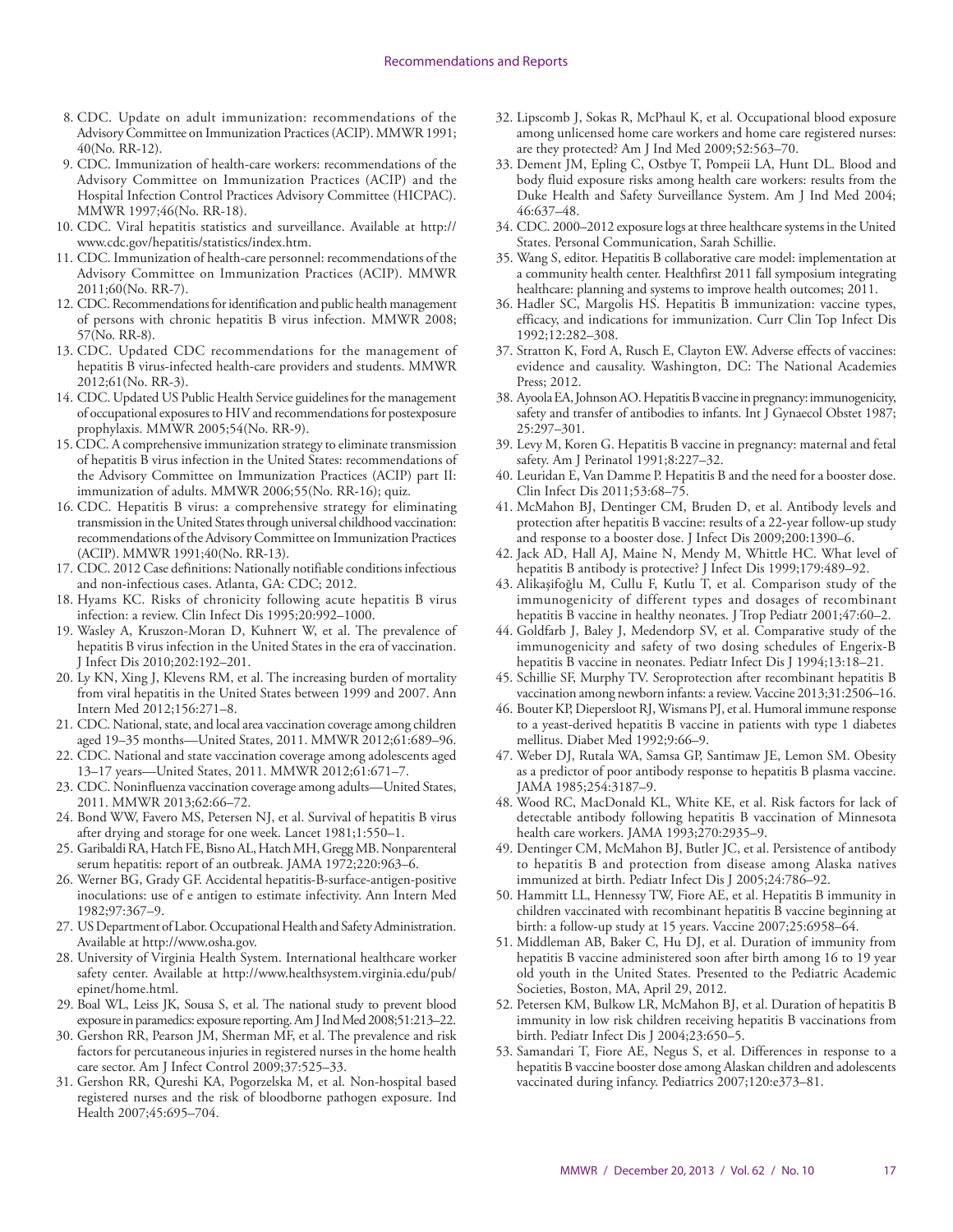8. CDC. Update on adult immunization: recommendations of the Advisory Committee on Immunization Practices (ACIP). MMWR 1991; 40(No. RR-12).
9. CDC. Immunization of health-care workers: recommendations of the Advisory Committee on Immunization Practices (ACIP) and the Hospital Infection Control Practices Advisory Committee (HICPAC). MMWR 1997;46(No. RR-18).
10. CDC. Viral hepatitis statistics and surveillance. Available at http://www.cdc.gov/hepatitis/statistics/index.htm.
11. CDC. Immunization of health-care personnel: recommendations of the Advisory Committee on Immunization Practices (ACIP). MMWR 2011;60(No. RR-7).
12. CDC. Recommendations for identification and public health management of persons with chronic hepatitis B virus infection. MMWR 2008; 57(No. RR-8).
13. CDC. Updated CDC recommendations for the management of hepatitis B virus-infected health-care providers and students. MMWR 2012;61(No. RR-3).
14. CDC. Updated US Public Health Service guidelines for the management of occupational exposures to HIV and recommendations for postexposure prophylaxis. MMWR 2005;54(No. RR-9).
15. CDC. A comprehensive immunization strategy to eliminate transmission of hepatitis B virus infection in the United States: recommendations of the Advisory Committee on Immunization Practices (ACIP) part II: immunization of adults. MMWR 2006;55(No. RR-16); quiz.
16. CDC. Hepatitis B virus: a comprehensive strategy for eliminating transmission in the United States through universal childhood vaccination: recommendations of the Advisory Committee on Immunization Practices (ACIP). MMWR 1991;40(No. RR-13).
17. CDC. 2012 Case definitions: Nationally notifiable conditions infectious and non-infectious cases. Atlanta, GA: CDC; 2012.
18. Hyams KC. Risks of chronicity following acute hepatitis B virus infection: a review. Clin Infect Dis 1995;20:992–1000.
19. Wasley A, Kruszon-Moran D, Kuhnert W, et al. The prevalence of hepatitis B virus infection in the United States in the era of vaccination. J Infect Dis 2010;202:192–201.
20. Ly KN, Xing J, Klevens RM, et al. The increasing burden of mortality from viral hepatitis in the United States between 1999 and 2007. Ann Intern Med 2012;156:271–8.
21. CDC. National, state, and local area vaccination coverage among children aged 19–35 months—United States, 2011. MMWR 2012;61:689–96.
22. CDC. National and state vaccination coverage among adolescents aged 13–17 years—United States, 2011. MMWR 2012;61:671–7.
23. CDC. Noninfluenza vaccination coverage among adults—United States, 2011. MMWR 2013;62:66–72.
24. Bond WW, Favero MS, Petersen NJ, et al. Survival of hepatitis B virus after drying and storage for one week. Lancet 1981;1:550–1.
25. Garibaldi RA, Hatch FE, Bisno AL, Hatch MH, Gregg MB. Nonparenteral serum hepatitis: report of an outbreak. JAMA 1972;220:963–6.
26. Werner BG, Grady GF. Accidental hepatitis-B-surface-antigen-positive inoculations: use of e antigen to estimate infectivity. Ann Intern Med 1982;97:367–9.
27. US Department of Labor. Occupational Health and Safety Administration. Available at http://www.osha.gov.
28. University of Virginia Health System. International healthcare worker safety center. Available at http://www.healthsystem.virginia.edu/pub/epinet/home.html.
29. Boal WL, Leiss JK, Sousa S, et al. The national study to prevent blood exposure in paramedics: exposure reporting. Am J Ind Med 2008;51:213–22.
30. Gershon RR, Pearson JM, Sherman MF, et al. The prevalence and risk factors for percutaneous injuries in registered nurses in the home health care sector. Am J Infect Control 2009;37:525–33.
31. Gershon RR, Qureshi KA, Pogorzelska M, et al. Non-hospital based registered nurses and the risk of bloodborne pathogen exposure. Ind Health 2007;45:695–704.
32. Lipscomb J, Sokas R, McPhaul K, et al. Occupational blood exposure among unlicensed home care workers and home care registered nurses: are they protected? Am J Ind Med 2009;52:563–70.
33. Dement JM, Epling C, Ostbye T, Pompeii LA, Hunt DL. Blood and body fluid exposure risks among health care workers: results from the Duke Health and Safety Surveillance System. Am J Ind Med 2004; 46:637–48.
34. CDC. 2000–2012 exposure logs at three healthcare systems in the United States. Personal Communication, Sarah Schillie.
35. Wang S, editor. Hepatitis B collaborative care model: implementation at a community health center. Healthfirst 2011 fall symposium integrating healthcare: planning and systems to improve health outcomes; 2011.
36. Hadler SC, Margolis HS. Hepatitis B immunization: vaccine types, efficacy, and indications for immunization. Curr Clin Top Infect Dis 1992;12:282–308.
37. Stratton K, Ford A, Rusch E, Clayton EW. Adverse effects of vaccines: evidence and causality. Washington, DC: The National Academies Press; 2012.
38. Ayoola EA, Johnson AO. Hepatitis B vaccine in pregnancy: immunogenicity, safety and transfer of antibodies to infants. Int J Gynaecol Obstet 1987; 25:297–301.
39. Levy M, Koren G. Hepatitis B vaccine in pregnancy: maternal and fetal safety. Am J Perinatol 1991;8:227–32.
40. Leuridan E, Van Damme P. Hepatitis B and the need for a booster dose. Clin Infect Dis 2011;53:68–75.
41. McMahon BJ, Dentinger CM, Bruden D, et al. Antibody levels and protection after hepatitis B vaccine: results of a 22-year follow-up study and response to a booster dose. J Infect Dis 2009;200:1390–6.
42. Jack AD, Hall AJ, Maine N, Mendy M, Whittle HC. What level of hepatitis B antibody is protective? J Infect Dis 1999;179:489–92.
43. Alikaşifoğlu M, Cullu F, Kutlu T, et al. Comparison study of the immunogenicity of different types and dosages of recombinant hepatitis B vaccine in healthy neonates. J Trop Pediatr 2001;47:60–2.
44. Goldfarb J, Baley J, Medendorp SV, et al. Comparative study of the immunogenicity and safety of two dosing schedules of Engerix-B hepatitis B vaccine in neonates. Pediatr Infect Dis J 1994;13:18–21.
45. Schillie SF, Murphy TV. Seroprotection after recombinant hepatitis B vaccination among newborn infants: a review. Vaccine 2013;31:2506–16.
46. Bouter KP, Diepersloot RJ, Wismans PJ, et al. Humoral immune response to a yeast-derived hepatitis B vaccine in patients with type 1 diabetes mellitus. Diabet Med 1992;9:66–9.
47. Weber DJ, Rutala WA, Samsa GP, Santimaw JE, Lemon SM. Obesity as a predictor of poor antibody response to hepatitis B plasma vaccine. JAMA 1985;254:3187–9.
48. Wood RC, MacDonald KL, White KE, et al. Risk factors for lack of detectable antibody following hepatitis B vaccination of Minnesota health care workers. JAMA 1993;270:2935–9.
49. Dentinger CM, McMahon BJ, Butler JC, et al. Persistence of antibody to hepatitis B and protection from disease among Alaska natives immunized at birth. Pediatr Infect Dis J 2005;24:786–92.
50. Hammitt LL, Hennessy TW, Fiore AE, et al. Hepatitis B immunity in children vaccinated with recombinant hepatitis B vaccine beginning at birth: a follow-up study at 15 years. Vaccine 2007;25:6958–64.
51. Middleman AB, Baker C, Hu DJ, et al. Duration of immunity from hepatitis B vaccine administered soon after birth among 16 to 19 year old youth in the United States. Presented to the Pediatric Academic Societies, Boston, MA, April 29, 2012.
52. Petersen KM, Bulkow LR, McMahon BJ, et al. Duration of hepatitis B immunity in low risk children receiving hepatitis B vaccinations from birth. Pediatr Infect Dis J 2004;23:650–5.
53. Samandari T, Fiore AE, Negus S, et al. Differences in response to a hepatitis B vaccine booster dose among Alaskan children and adolescents vaccinated during infancy. Pediatrics 2007;120:e373–81.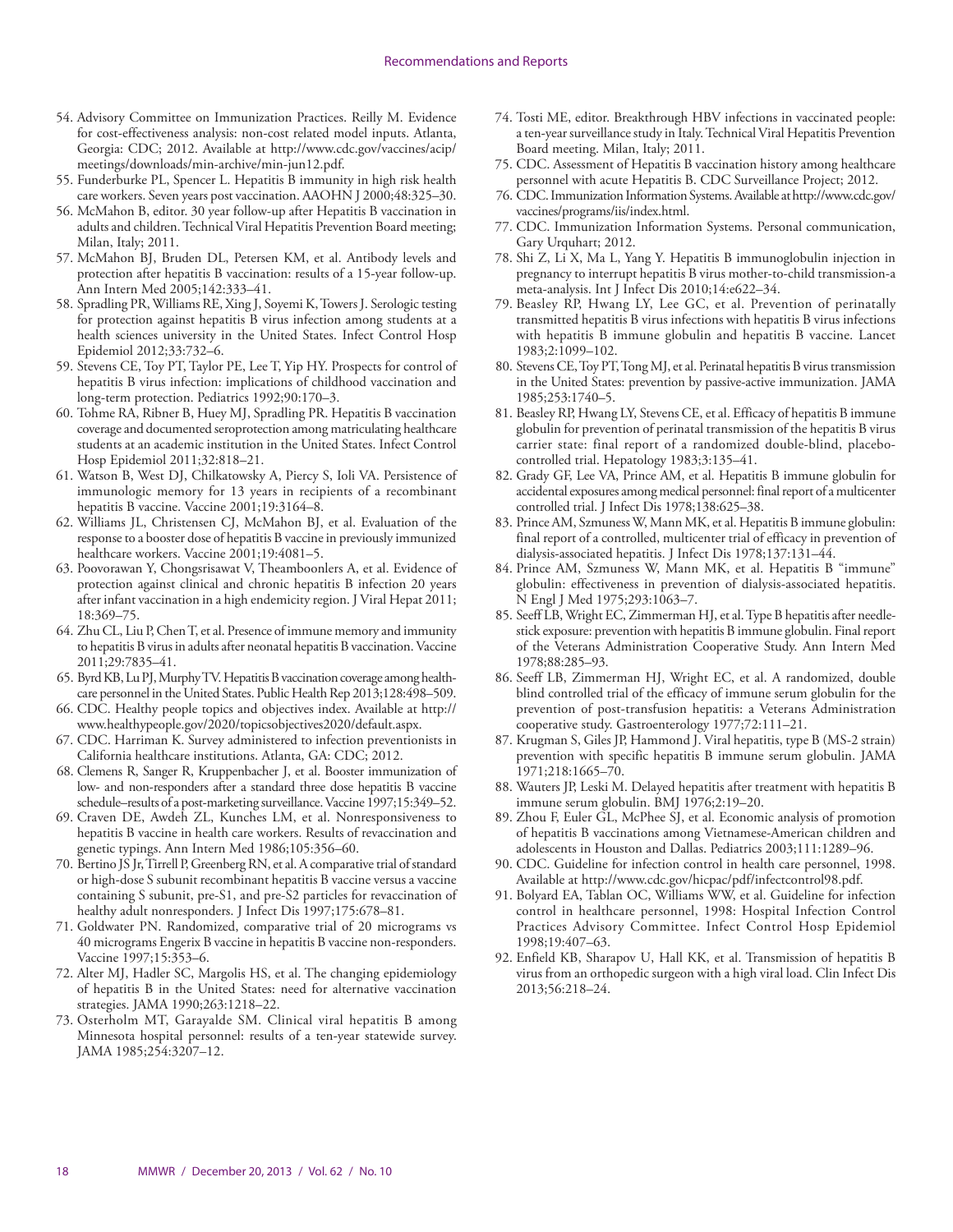54. Advisory Committee on Immunization Practices. Reilly M. Evidence for cost-effectiveness analysis: non-cost related model inputs. Atlanta, Georgia: CDC; 2012. Available at http://www.cdc.gov/vaccines/acip/meetings/downloads/min-archive/min-jun12.pdf.
55. Funderburke PL, Spencer L. Hepatitis B immunity in high risk health care workers. Seven years post vaccination. AAOHN J 2000;48:325–30.
56. McMahon B, editor. 30 year follow-up after Hepatitis B vaccination in adults and children. Technical Viral Hepatitis Prevention Board meeting; Milan, Italy; 2011.
57. McMahon BJ, Bruden DL, Petersen KM, et al. Antibody levels and protection after hepatitis B vaccination: results of a 15-year follow-up. Ann Intern Med 2005;142:333–41.
58. Spradling PR, Williams RE, Xing J, Soyemi K, Towers J. Serologic testing for protection against hepatitis B virus infection among students at a health sciences university in the United States. Infect Control Hosp Epidemiol 2012;33:732–6.
59. Stevens CE, Toy PT, Taylor PE, Lee T, Yip HY. Prospects for control of hepatitis B virus infection: implications of childhood vaccination and long-term protection. Pediatrics 1992;90:170–3.
60. Tohme RA, Ribner B, Huey MJ, Spradling PR. Hepatitis B vaccination coverage and documented seroprotection among matriculating healthcare students at an academic institution in the United States. Infect Control Hosp Epidemiol 2011;32:818–21.
61. Watson B, West DJ, Chilkatowsky A, Piercy S, Ioli VA. Persistence of immunologic memory for 13 years in recipients of a recombinant hepatitis B vaccine. Vaccine 2001;19:3164–8.
62. Williams JL, Christensen CJ, McMahon BJ, et al. Evaluation of the response to a booster dose of hepatitis B vaccine in previously immunized healthcare workers. Vaccine 2001;19:4081–5.
63. Poovorawan Y, Chongsrisawat V, Theamboonlers A, et al. Evidence of protection against clinical and chronic hepatitis B infection 20 years after infant vaccination in a high endemicity region. J Viral Hepat 2011; 18:369–75.
64. Zhu CL, Liu P, Chen T, et al. Presence of immune memory and immunity to hepatitis B virus in adults after neonatal hepatitis B vaccination. Vaccine 2011;29:7835–41.
65. Byrd KB, Lu PJ, Murphy TV. Hepatitis B vaccination coverage among health-care personnel in the United States. Public Health Rep 2013;128:498–509.
66. CDC. Healthy people topics and objectives index. Available at http://www.healthypeople.gov/2020/topicsobjectives2020/default.aspx.
67. CDC. Harriman K. Survey administered to infection preventionists in California healthcare institutions. Atlanta, GA: CDC; 2012.
68. Clemens R, Sanger R, Kruppenbacher J, et al. Booster immunization of low- and non-responders after a standard three dose hepatitis B vaccine schedule–results of a post-marketing surveillance. Vaccine 1997;15:349–52.
69. Craven DE, Awdeh ZL, Kunches LM, et al. Nonresponsiveness to hepatitis B vaccine in health care workers. Results of revaccination and genetic typings. Ann Intern Med 1986;105:356–60.
70. Bertino JS Jr, Tirrell P, Greenberg RN, et al. A comparative trial of standard or high-dose S subunit recombinant hepatitis B vaccine versus a vaccine containing S subunit, pre-S1, and pre-S2 particles for revaccination of healthy adult nonresponders. J Infect Dis 1997;175:678–81.
71. Goldwater PN. Randomized, comparative trial of 20 micrograms vs 40 micrograms Engerix B vaccine in hepatitis B vaccine non-responders. Vaccine 1997;15:353–6.
72. Alter MJ, Hadler SC, Margolis HS, et al. The changing epidemiology of hepatitis B in the United States: need for alternative vaccination strategies. JAMA 1990;263:1218–22.
73. Osterholm MT, Garayalde SM. Clinical viral hepatitis B among Minnesota hospital personnel: results of a ten-year statewide survey. JAMA 1985;254:3207–12.
74. Tosti ME, editor. Breakthrough HBV infections in vaccinated people: a ten-year surveillance study in Italy. Technical Viral Hepatitis Prevention Board meeting. Milan, Italy; 2011.
75. CDC. Assessment of Hepatitis B vaccination history among healthcare personnel with acute Hepatitis B. CDC Surveillance Project; 2012.
76. CDC. Immunization Information Systems. Available at http://www.cdc.gov/vaccines/programs/iis/index.html.
77. CDC. Immunization Information Systems. Personal communication, Gary Urquhart; 2012.
78. Shi Z, Li X, Ma L, Yang Y. Hepatitis B immunoglobulin injection in pregnancy to interrupt hepatitis B virus mother-to-child transmission-a meta-analysis. Int J Infect Dis 2010;14:e622–34.
79. Beasley RP, Hwang LY, Lee GC, et al. Prevention of perinatally transmitted hepatitis B virus infections with hepatitis B virus infections with hepatitis B immune globulin and hepatitis B vaccine. Lancet 1983;2:1099–102.
80. Stevens CE, Toy PT, Tong MJ, et al. Perinatal hepatitis B virus transmission in the United States: prevention by passive-active immunization. JAMA 1985;253:1740–5.
81. Beasley RP, Hwang LY, Stevens CE, et al. Efficacy of hepatitis B immune globulin for prevention of perinatal transmission of the hepatitis B virus carrier state: final report of a randomized double-blind, placebo-controlled trial. Hepatology 1983;3:135–41.
82. Grady GF, Lee VA, Prince AM, et al. Hepatitis B immune globulin for accidental exposures among medical personnel: final report of a multicenter controlled trial. J Infect Dis 1978;138:625–38.
83. Prince AM, Szmuness W, Mann MK, et al. Hepatitis B immune globulin: final report of a controlled, multicenter trial of efficacy in prevention of dialysis-associated hepatitis. J Infect Dis 1978;137:131–44.
84. Prince AM, Szmuness W, Mann MK, et al. Hepatitis B "immune" globulin: effectiveness in prevention of dialysis-associated hepatitis. N Engl J Med 1975;293:1063–7.
85. Seeff LB, Wright EC, Zimmerman HJ, et al. Type B hepatitis after needle-stick exposure: prevention with hepatitis B immune globulin. Final report of the Veterans Administration Cooperative Study. Ann Intern Med 1978;88:285–93.
86. Seeff LB, Zimmerman HJ, Wright EC, et al. A randomized, double blind controlled trial of the efficacy of immune serum globulin for the prevention of post-transfusion hepatitis: a Veterans Administration cooperative study. Gastroenterology 1977;72:111–21.
87. Krugman S, Giles JP, Hammond J. Viral hepatitis, type B (MS-2 strain) prevention with specific hepatitis B immune serum globulin. JAMA 1971;218:1665–70.
88. Wauters JP, Leski M. Delayed hepatitis after treatment with hepatitis B immune serum globulin. BMJ 1976;2:19–20.
89. Zhou F, Euler GL, McPhee SJ, et al. Economic analysis of promotion of hepatitis B vaccinations among Vietnamese-American children and adolescents in Houston and Dallas. Pediatrics 2003;111:1289–96.
90. CDC. Guideline for infection control in health care personnel, 1998. Available at http://www.cdc.gov/hicpac/pdf/infectcontrol98.pdf.
91. Bolyard EA, Tablan OC, Williams WW, et al. Guideline for infection control in healthcare personnel, 1998: Hospital Infection Control Practices Advisory Committee. Infect Control Hosp Epidemiol 1998;19:407–63.
92. Enfield KB, Sharapov U, Hall KK, et al. Transmission of hepatitis B virus from an orthopedic surgeon with a high viral load. Clin Infect Dis 2013;56:218–24.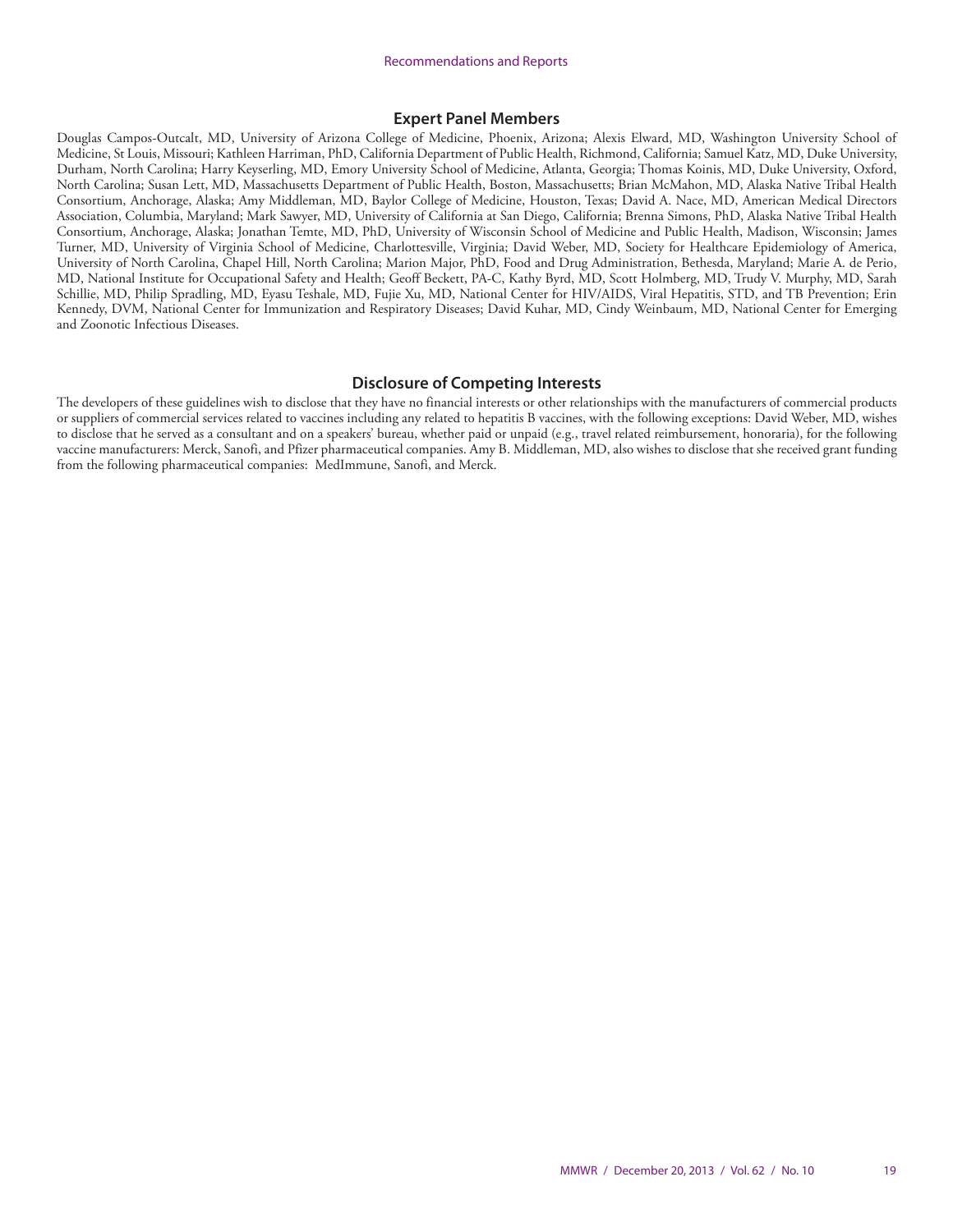## Expert Panel Members

Douglas Campos-Outcalt, MD, University of Arizona College of Medicine, Phoenix, Arizona; Alexis Elward, MD, Washington University School of Medicine, St Louis, Missouri; Kathleen Harriman, PhD, California Department of Public Health, Richmond, California; Samuel Katz, MD, Duke University, Durham, North Carolina; Harry Keyserling, MD, Emory University School of Medicine, Atlanta, Georgia; Thomas Koinis, MD, Duke University, Oxford, North Carolina; Susan Lett, MD, Massachusetts Department of Public Health, Boston, Massachusetts; Brian McMahon, MD, Alaska Native Tribal Health Consortium, Anchorage, Alaska; Amy Middleman, MD, Baylor College of Medicine, Houston, Texas; David A. Nace, MD, American Medical Directors Association, Columbia, Maryland; Mark Sawyer, MD, University of California at San Diego, California; Brenna Simons, PhD, Alaska Native Tribal Health Consortium, Anchorage, Alaska; Jonathan Temte, MD, PhD, University of Wisconsin School of Medicine and Public Health, Madison, Wisconsin; James Turner, MD, University of Virginia School of Medicine, Charlottesville, Virginia; David Weber, MD, Society for Healthcare Epidemiology of America, University of North Carolina, Chapel Hill, North Carolina; Marion Major, PhD, Food and Drug Administration, Bethesda, Maryland; Marie A. de Perio, MD, National Institute for Occupational Safety and Health; Geoff Beckett, PA-C, Kathy Byrd, MD, Scott Holmberg, MD, Trudy V. Murphy, MD, Sarah Schillie, MD, Philip Spradling, MD, Eyasu Teshale, MD, Fujie Xu, MD, National Center for HIV/AIDS, Viral Hepatitis, STD, and TB Prevention; Erin Kennedy, DVM, National Center for Immunization and Respiratory Diseases; David Kuhar, MD, Cindy Weinbaum, MD, National Center for Emerging and Zoonotic Infectious Diseases.

## Disclosure of Competing Interests

The developers of these guidelines wish to disclose that they have no financial interests or other relationships with the manufacturers of commercial products or suppliers of commercial services related to vaccines including any related to hepatitis B vaccines, with the following exceptions: David Weber, MD, wishes to disclose that he served as a consultant and on a speakers' bureau, whether paid or unpaid (e.g., travel related reimbursement, honoraria), for the following vaccine manufacturers: Merck, Sanofi, and Pfizer pharmaceutical companies. Amy B. Middleman, MD, also wishes to disclose that she received grant funding from the following pharmaceutical companies: MedImmune, Sanofi, and Merck.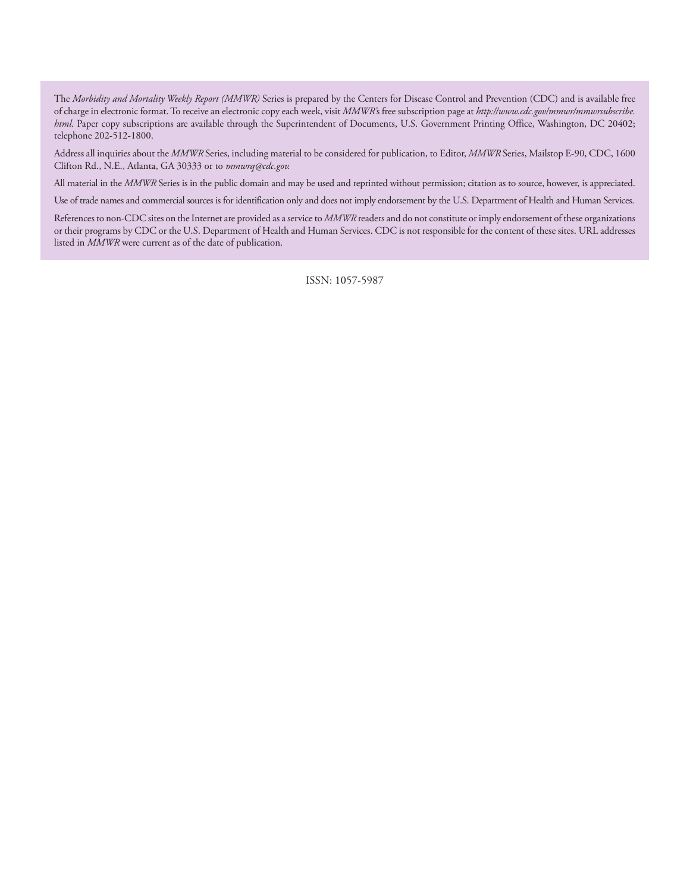The *Morbidity and Mortality Weekly Report (MMWR)* Series is prepared by the Centers for Disease Control and Prevention (CDC) and is available free of charge in electronic format. To receive an electronic copy each week, visit *MMWR*'s free subscription page at *http://www.cdc.gov/mmwr/mmwrsubscribe.html*. Paper copy subscriptions are available through the Superintendent of Documents, U.S. Government Printing Office, Washington, DC 20402; telephone 202-512-1800.

Address all inquiries about the *MMWR* Series, including material to be considered for publication, to Editor, *MMWR* Series, Mailstop E-90, CDC, 1600 Clifton Rd., N.E., Atlanta, GA 30333 or to *mmwrq@cdc.gov.*

All material in the *MMWR* Series is in the public domain and may be used and reprinted without permission; citation as to source, however, is appreciated.

Use of trade names and commercial sources is for identification only and does not imply endorsement by the U.S. Department of Health and Human Services.

References to non-CDC sites on the Internet are provided as a service to *MMWR* readers and do not constitute or imply endorsement of these organizations or their programs by CDC or the U.S. Department of Health and Human Services. CDC is not responsible for the content of these sites. URL addresses listed in *MMWR* were current as of the date of publication.

ISSN: 1057-5987